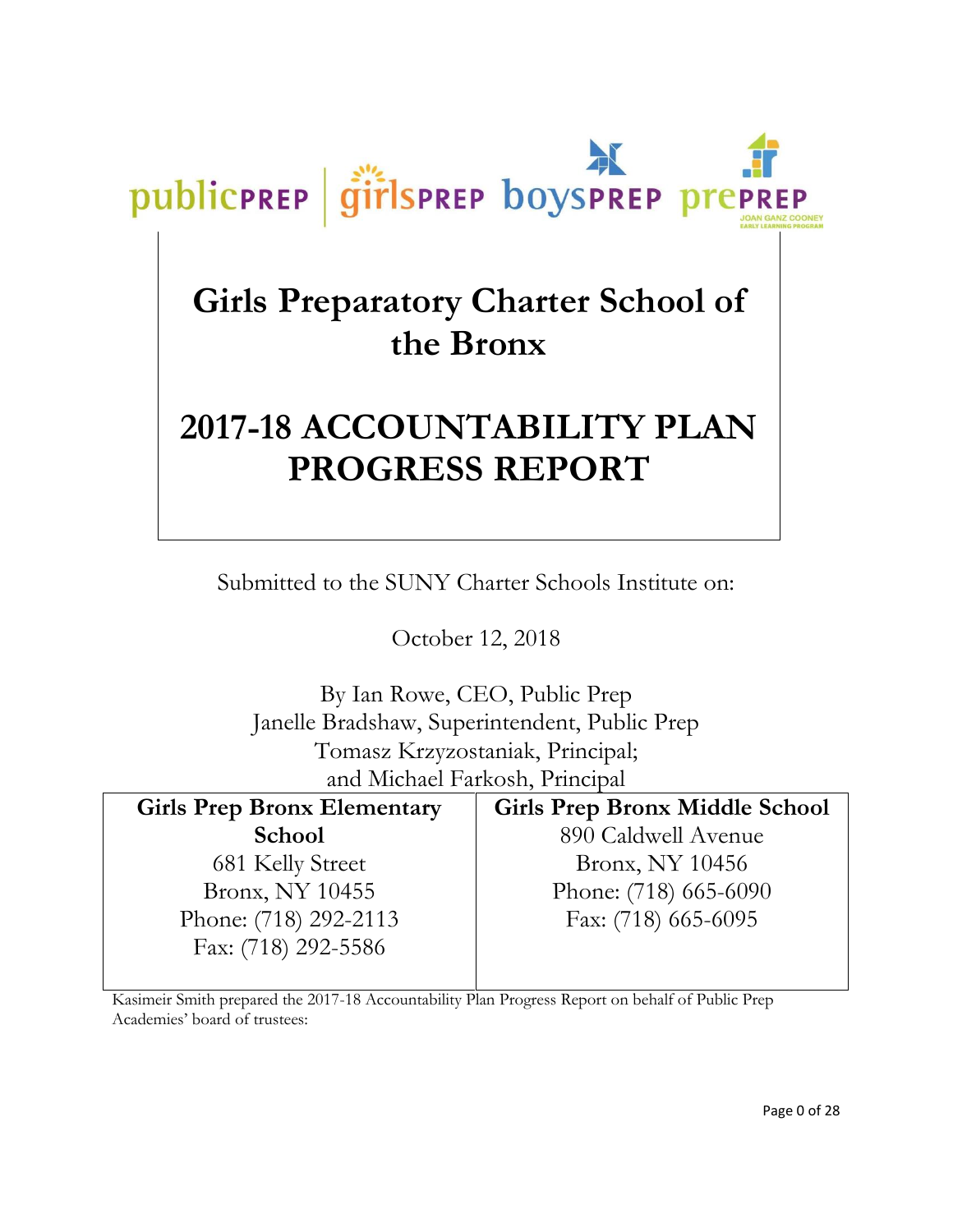publicPREP | girlsPREP boysPREP prePREP JOAN GANZ COONEY EARLY LEARNING PROGRAM

# Girls Preparatory Charter School of the Bronx

# 2017-18 ACCOUNTABILITY PLAN PROGRESS REPORT

Submitted to the SUNY Charter Schools Institute on:

October 12, 2018

By Ian Rowe, CEO, Public Prep
Janelle Bradshaw, Superintendent, Public Prep
Tomasz Krzyzostaniak, Principal;
and Michael Farkosh, Principal

| Girls Prep Bronx Elementary School | Girls Prep Bronx Middle School |
|---|---|
| 681 Kelly Street<br>Bronx, NY 10455<br>Phone: (718) 292-2113<br>Fax: (718) 292-5586 | 890 Caldwell Avenue<br>Bronx, NY 10456<br>Phone: (718) 665-6090<br>Fax: (718) 665-6095 |

Kasimeir Smith prepared the 2017-18 Accountability Plan Progress Report on behalf of Public Prep Academies' board of trustees: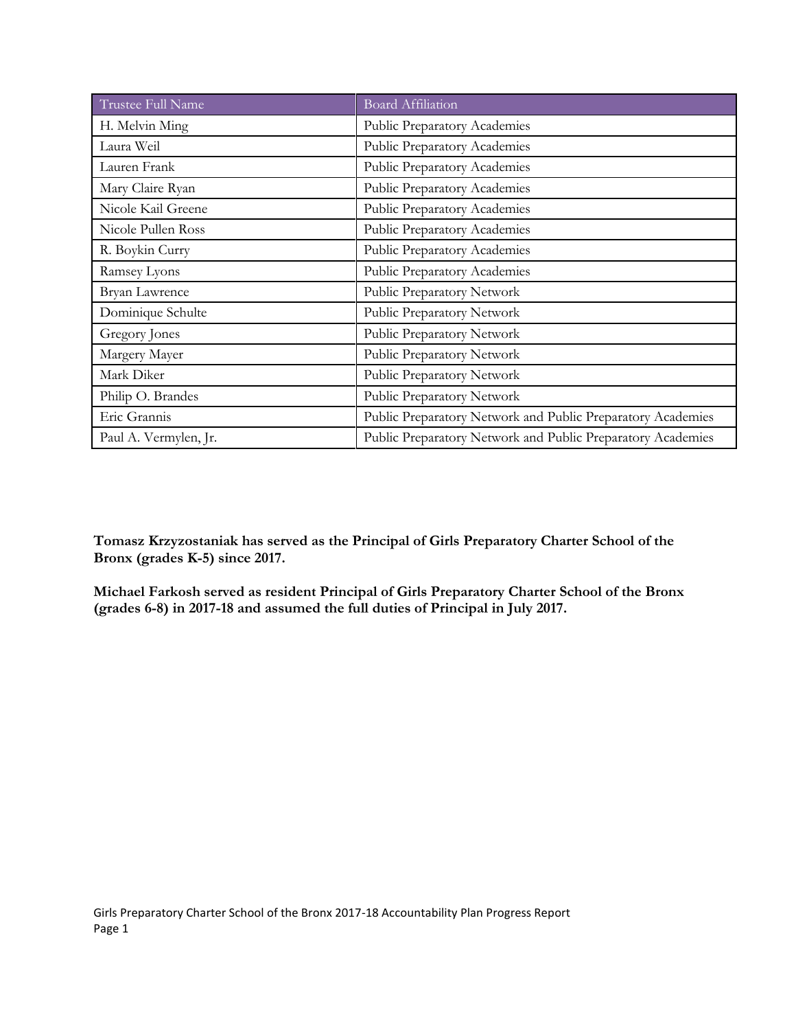| Trustee Full Name | Board Affiliation |
| --- | --- |
| H. Melvin Ming | Public Preparatory Academies |
| Laura Weil | Public Preparatory Academies |
| Lauren Frank | Public Preparatory Academies |
| Mary Claire Ryan | Public Preparatory Academies |
| Nicole Kail Greene | Public Preparatory Academies |
| Nicole Pullen Ross | Public Preparatory Academies |
| R. Boykin Curry | Public Preparatory Academies |
| Ramsey Lyons | Public Preparatory Academies |
| Bryan Lawrence | Public Preparatory Network |
| Dominique Schulte | Public Preparatory Network |
| Gregory Jones | Public Preparatory Network |
| Margery Mayer | Public Preparatory Network |
| Mark Diker | Public Preparatory Network |
| Philip O. Brandes | Public Preparatory Network |
| Eric Grannis | Public Preparatory Network and Public Preparatory Academies |
| Paul A. Vermylen, Jr. | Public Preparatory Network and Public Preparatory Academies |

**Tomasz Krzyzostaniak has served as the Principal of Girls Preparatory Charter School of the Bronx (grades K-5) since 2017.**

**Michael Farkosh served as resident Principal of Girls Preparatory Charter School of the Bronx (grades 6-8) in 2017-18 and assumed the full duties of Principal in July 2017.**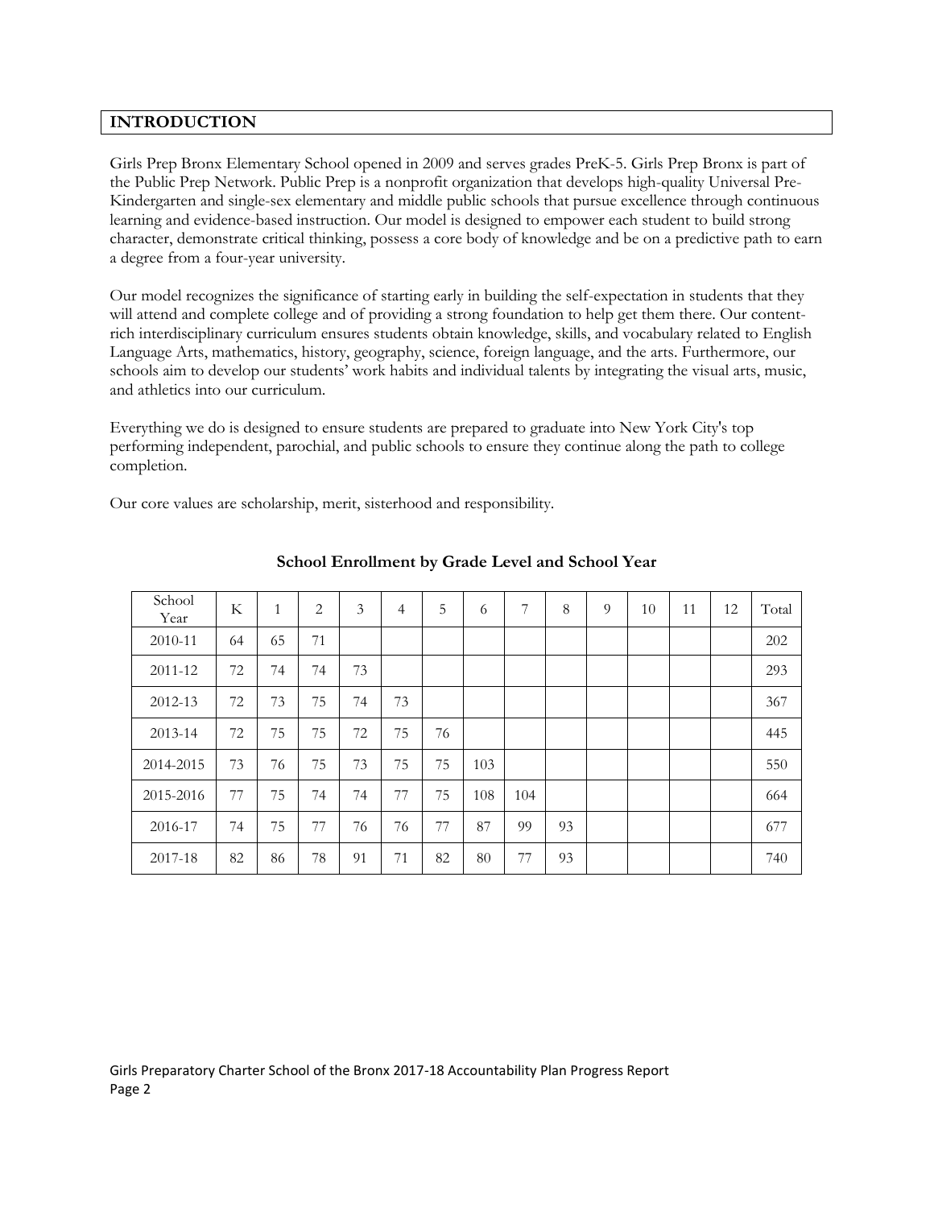## INTRODUCTION

Girls Prep Bronx Elementary School opened in 2009 and serves grades PreK-5. Girls Prep Bronx is part of the Public Prep Network. Public Prep is a nonprofit organization that develops high-quality Universal Pre-Kindergarten and single-sex elementary and middle public schools that pursue excellence through continuous learning and evidence-based instruction. Our model is designed to empower each student to build strong character, demonstrate critical thinking, possess a core body of knowledge and be on a predictive path to earn a degree from a four-year university.

Our model recognizes the significance of starting early in building the self-expectation in students that they will attend and complete college and of providing a strong foundation to help get them there. Our content-rich interdisciplinary curriculum ensures students obtain knowledge, skills, and vocabulary related to English Language Arts, mathematics, history, geography, science, foreign language, and the arts. Furthermore, our schools aim to develop our students' work habits and individual talents by integrating the visual arts, music, and athletics into our curriculum.

Everything we do is designed to ensure students are prepared to graduate into New York City's top performing independent, parochial, and public schools to ensure they continue along the path to college completion.

Our core values are scholarship, merit, sisterhood and responsibility.

**School Enrollment by Grade Level and School Year**

| School Year | K | 1 | 2 | 3 | 4 | 5 | 6 | 7 | 8 | 9 | 10 | 11 | 12 | Total |
|---|---|---|---|---|---|---|---|---|---|---|---|---|---|---|
| 2010-11 | 64 | 65 | 71 | | | | | | | | | | | 202 |
| 2011-12 | 72 | 74 | 74 | 73 | | | | | | | | | | 293 |
| 2012-13 | 72 | 73 | 75 | 74 | 73 | | | | | | | | | 367 |
| 2013-14 | 72 | 75 | 75 | 72 | 75 | 76 | | | | | | | | 445 |
| 2014-2015 | 73 | 76 | 75 | 73 | 75 | 75 | 103 | | | | | | | 550 |
| 2015-2016 | 77 | 75 | 74 | 74 | 77 | 75 | 108 | 104 | | | | | | 664 |
| 2016-17 | 74 | 75 | 77 | 76 | 76 | 77 | 87 | 99 | 93 | | | | | 677 |
| 2017-18 | 82 | 86 | 78 | 91 | 71 | 82 | 80 | 77 | 93 | | | | | 740 |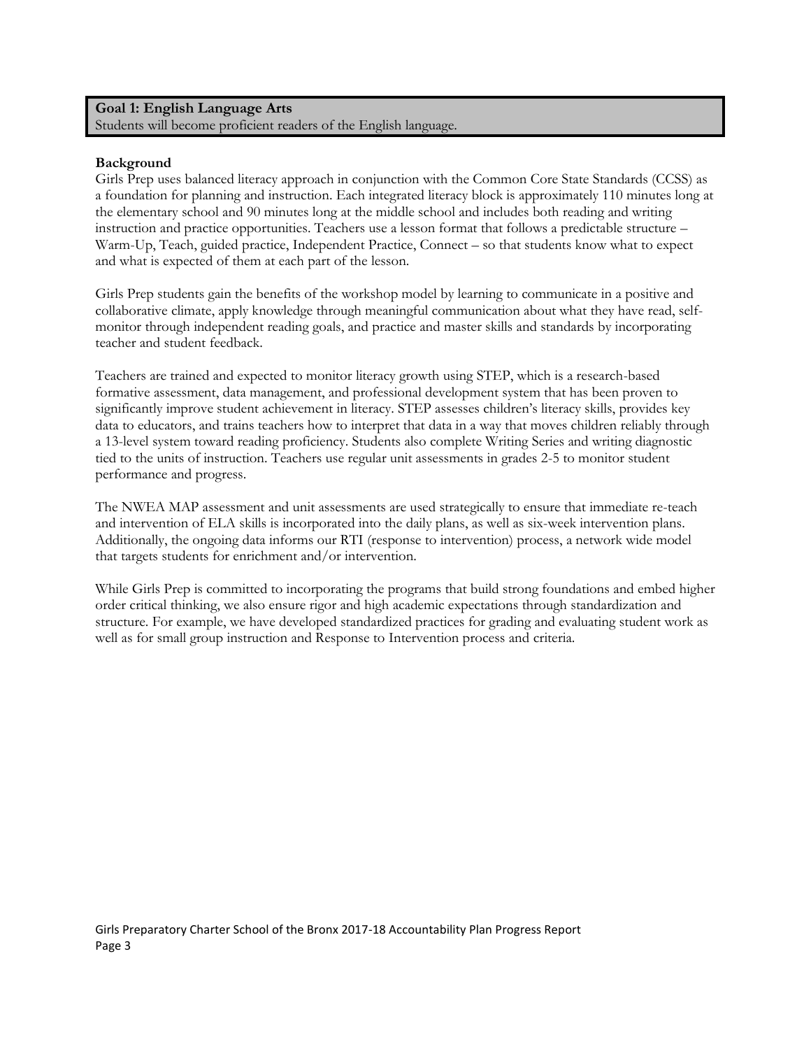**Goal 1: English Language Arts**
Students will become proficient readers of the English language.

**Background**

Girls Prep uses balanced literacy approach in conjunction with the Common Core State Standards (CCSS) as a foundation for planning and instruction. Each integrated literacy block is approximately 110 minutes long at the elementary school and 90 minutes long at the middle school and includes both reading and writing instruction and practice opportunities. Teachers use a lesson format that follows a predictable structure – Warm-Up, Teach, guided practice, Independent Practice, Connect – so that students know what to expect and what is expected of them at each part of the lesson.

Girls Prep students gain the benefits of the workshop model by learning to communicate in a positive and collaborative climate, apply knowledge through meaningful communication about what they have read, self-monitor through independent reading goals, and practice and master skills and standards by incorporating teacher and student feedback.

Teachers are trained and expected to monitor literacy growth using STEP, which is a research-based formative assessment, data management, and professional development system that has been proven to significantly improve student achievement in literacy. STEP assesses children's literacy skills, provides key data to educators, and trains teachers how to interpret that data in a way that moves children reliably through a 13-level system toward reading proficiency. Students also complete Writing Series and writing diagnostic tied to the units of instruction. Teachers use regular unit assessments in grades 2-5 to monitor student performance and progress.

The NWEA MAP assessment and unit assessments are used strategically to ensure that immediate re-teach and intervention of ELA skills is incorporated into the daily plans, as well as six-week intervention plans. Additionally, the ongoing data informs our RTI (response to intervention) process, a network wide model that targets students for enrichment and/or intervention.

While Girls Prep is committed to incorporating the programs that build strong foundations and embed higher order critical thinking, we also ensure rigor and high academic expectations through standardization and structure. For example, we have developed standardized practices for grading and evaluating student work as well as for small group instruction and Response to Intervention process and criteria.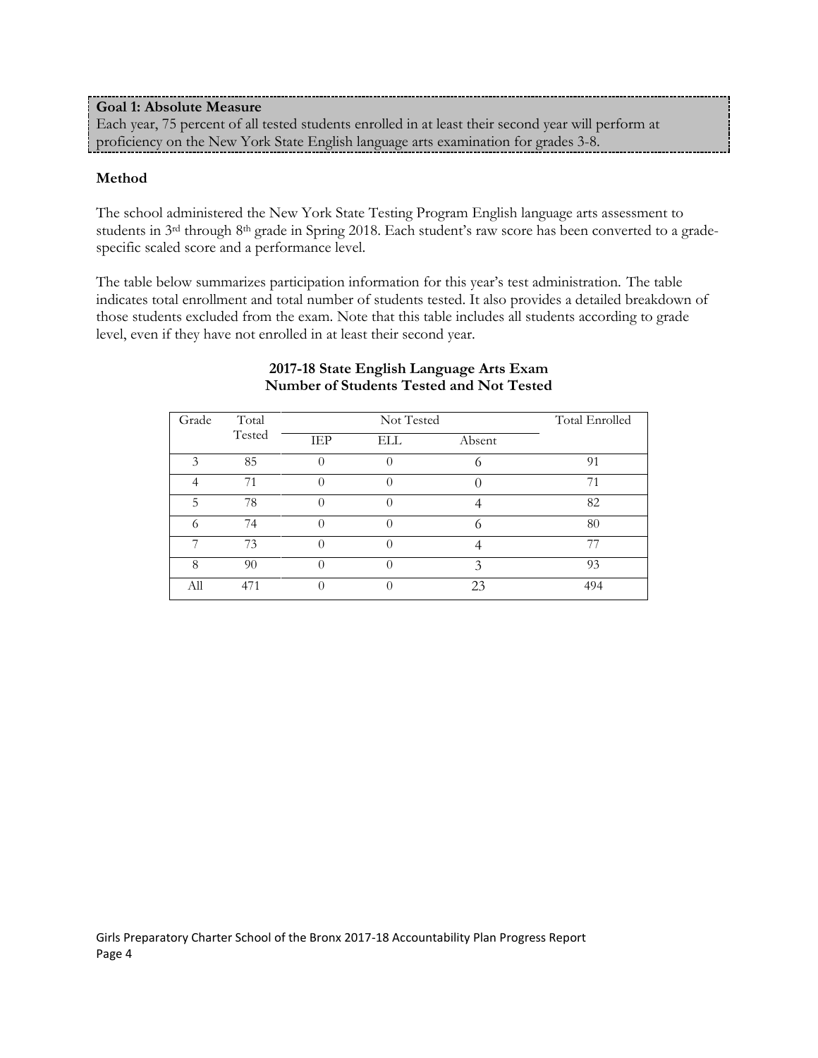**Goal 1: Absolute Measure**
Each year, 75 percent of all tested students enrolled in at least their second year will perform at proficiency on the New York State English language arts examination for grades 3-8.

### Method

The school administered the New York State Testing Program English language arts assessment to students in 3rd through 8th grade in Spring 2018. Each student's raw score has been converted to a grade-specific scaled score and a performance level.

The table below summarizes participation information for this year's test administration. The table indicates total enrollment and total number of students tested. It also provides a detailed breakdown of those students excluded from the exam. Note that this table includes all students according to grade level, even if they have not enrolled in at least their second year.

**2017-18 State English Language Arts Exam**
**Number of Students Tested and Not Tested**

| Grade | Total Tested | Not Tested | | | Total Enrolled |
|---|---|---|---|---|---|
| | | IEP | ELL | Absent | |
| 3 | 85 | 0 | 0 | 6 | 91 |
| 4 | 71 | 0 | 0 | 0 | 71 |
| 5 | 78 | 0 | 0 | 4 | 82 |
| 6 | 74 | 0 | 0 | 6 | 80 |
| 7 | 73 | 0 | 0 | 4 | 77 |
| 8 | 90 | 0 | 0 | 3 | 93 |
| All | 471 | 0 | 0 | 23 | 494 |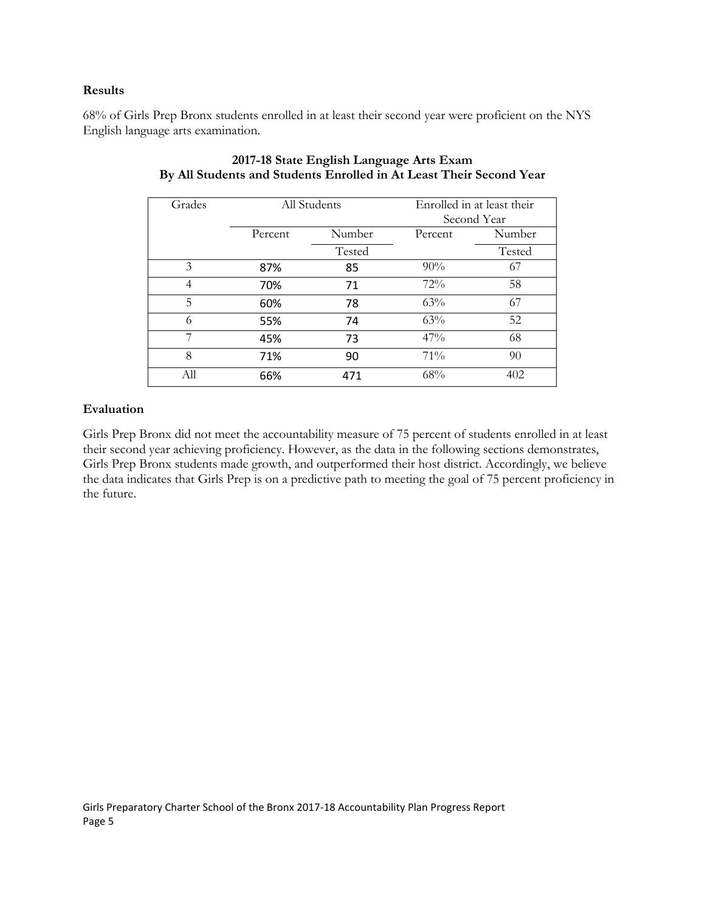**Results**

68% of Girls Prep Bronx students enrolled in at least their second year were proficient on the NYS English language arts examination.

**2017-18 State English Language Arts Exam**
**By All Students and Students Enrolled in At Least Their Second Year**

| Grades | All Students | | Enrolled in at least their Second Year | |
|---|---|---|---|---|
| | Percent | Number Tested | Percent | Number Tested |
| 3 | 87% | 85 | 90% | 67 |
| 4 | 70% | 71 | 72% | 58 |
| 5 | 60% | 78 | 63% | 67 |
| 6 | 55% | 74 | 63% | 52 |
| 7 | 45% | 73 | 47% | 68 |
| 8 | 71% | 90 | 71% | 90 |
| All | 66% | 471 | 68% | 402 |

**Evaluation**

Girls Prep Bronx did not meet the accountability measure of 75 percent of students enrolled in at least their second year achieving proficiency. However, as the data in the following sections demonstrates, Girls Prep Bronx students made growth, and outperformed their host district. Accordingly, we believe the data indicates that Girls Prep is on a predictive path to meeting the goal of 75 percent proficiency in the future.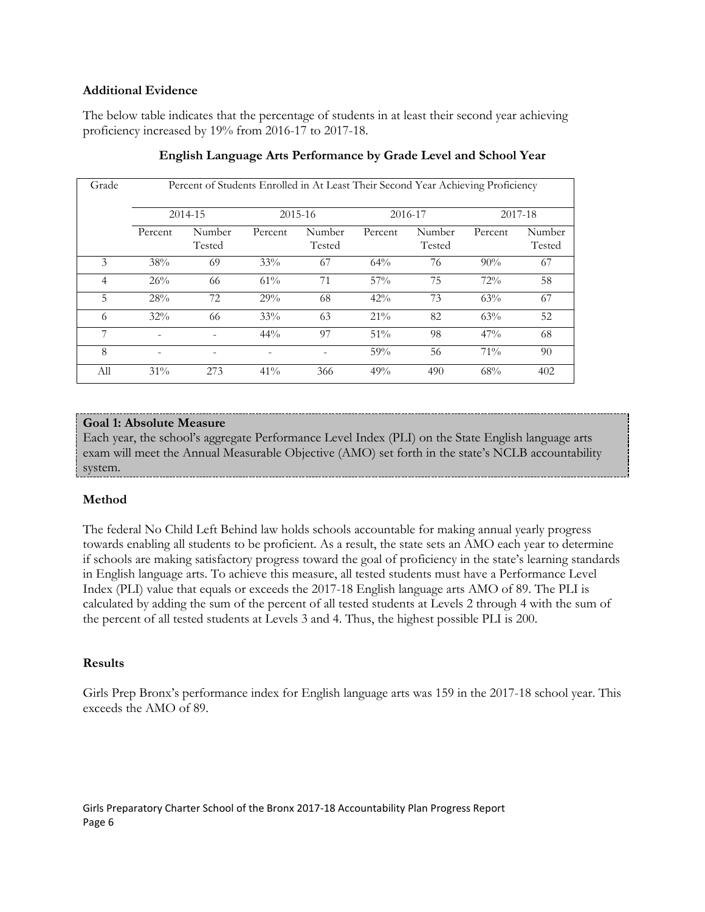**Additional Evidence**

The below table indicates that the percentage of students in at least their second year achieving proficiency increased by 19% from 2016-17 to 2017-18.

**English Language Arts Performance by Grade Level and School Year**

| Grade | Percent of Students Enrolled in At Least Their Second Year Achieving Proficiency | | | | | | | |
|---|---|---|---|---|---|---|---|---|
| | 2014-15 | | 2015-16 | | 2016-17 | | 2017-18 | |
| | Percent | Number Tested | Percent | Number Tested | Percent | Number Tested | Percent | Number Tested |
| 3 | 38% | 69 | 33% | 67 | 64% | 76 | 90% | 67 |
| 4 | 26% | 66 | 61% | 71 | 57% | 75 | 72% | 58 |
| 5 | 28% | 72 | 29% | 68 | 42% | 73 | 63% | 67 |
| 6 | 32% | 66 | 33% | 63 | 21% | 82 | 63% | 52 |
| 7 | - | - | 44% | 97 | 51% | 98 | 47% | 68 |
| 8 | - | - | - | - | 59% | 56 | 71% | 90 |
| All | 31% | 273 | 41% | 366 | 49% | 490 | 68% | 402 |

**Goal 1: Absolute Measure**
Each year, the school's aggregate Performance Level Index (PLI) on the State English language arts exam will meet the Annual Measurable Objective (AMO) set forth in the state's NCLB accountability system.

**Method**

The federal No Child Left Behind law holds schools accountable for making annual yearly progress towards enabling all students to be proficient. As a result, the state sets an AMO each year to determine if schools are making satisfactory progress toward the goal of proficiency in the state's learning standards in English language arts. To achieve this measure, all tested students must have a Performance Level Index (PLI) value that equals or exceeds the 2017-18 English language arts AMO of 89. The PLI is calculated by adding the sum of the percent of all tested students at Levels 2 through 4 with the sum of the percent of all tested students at Levels 3 and 4. Thus, the highest possible PLI is 200.

**Results**

Girls Prep Bronx's performance index for English language arts was 159 in the 2017-18 school year. This exceeds the AMO of 89.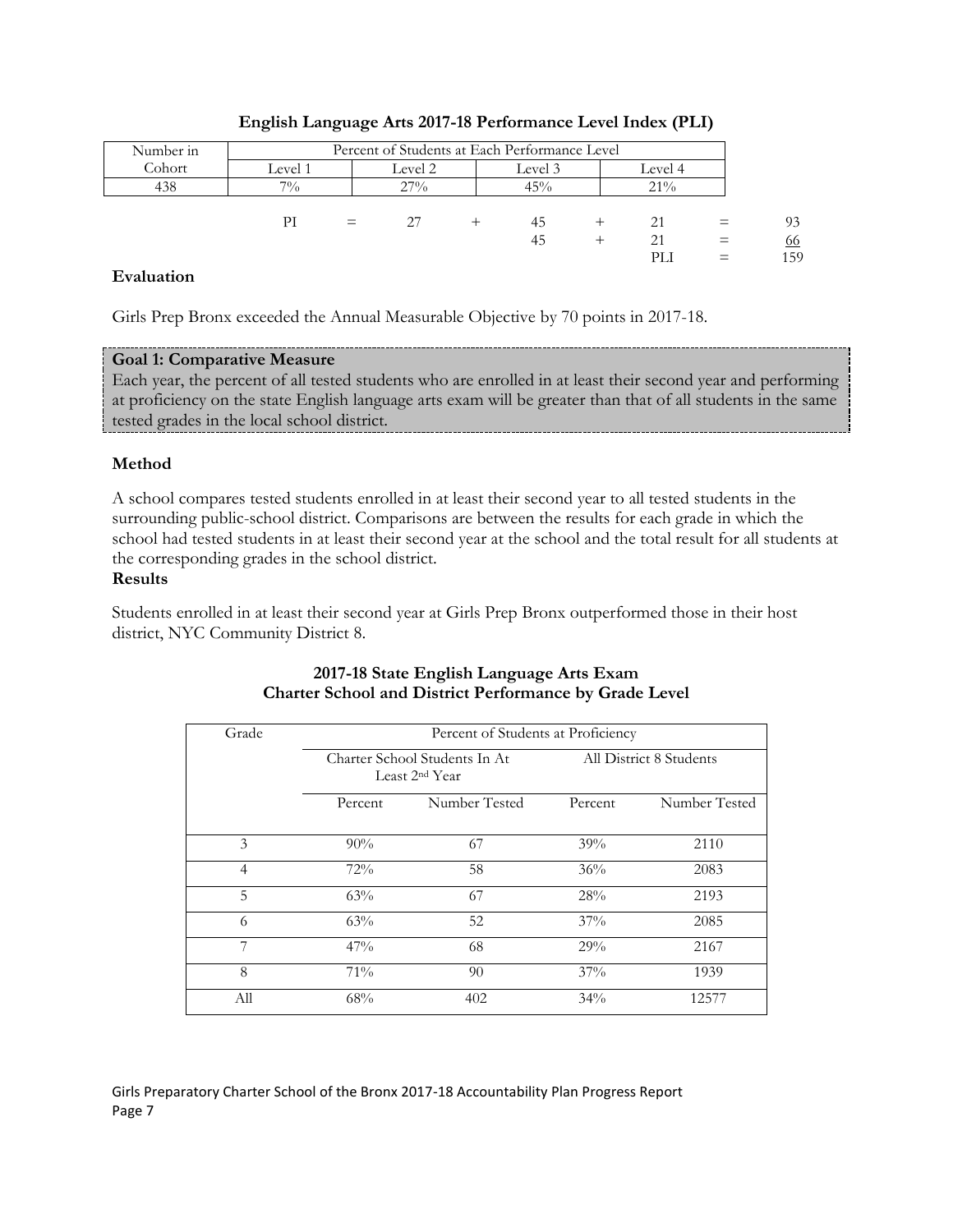**English Language Arts 2017-18 Performance Level Index (PLI)**

| Number in Cohort | Percent of Students at Each Performance Level | | | |
|---|---|---|---|---|
| | Level 1 | Level 2 | Level 3 | Level 4 |
| 438 | 7% | 27% | 45% | 21% |

| | | | | | | | | |
|---|---|---|---|---|---|---|---|---|
| PI | = | 27 | + | 45 | + | 21 | = | 93 |
| | | | | 45 | + | 21 | = | 66 |
| | | | | | | PLI | = | 159 |

### Evaluation

Girls Prep Bronx exceeded the Annual Measurable Objective by 70 points in 2017-18.

**Goal 1: Comparative Measure**
Each year, the percent of all tested students who are enrolled in at least their second year and performing at proficiency on the state English language arts exam will be greater than that of all students in the same tested grades in the local school district.

### Method

A school compares tested students enrolled in at least their second year to all tested students in the surrounding public-school district. Comparisons are between the results for each grade in which the school had tested students in at least their second year at the school and the total result for all students at the corresponding grades in the school district.

### Results

Students enrolled in at least their second year at Girls Prep Bronx outperformed those in their host district, NYC Community District 8.

**2017-18 State English Language Arts Exam**
**Charter School and District Performance by Grade Level**

| Grade | Percent of Students at Proficiency | | | |
|---|---|---|---|---|
| | Charter School Students In At Least 2nd Year | | All District 8 Students | |
| | Percent | Number Tested | Percent | Number Tested |
| 3 | 90% | 67 | 39% | 2110 |
| 4 | 72% | 58 | 36% | 2083 |
| 5 | 63% | 67 | 28% | 2193 |
| 6 | 63% | 52 | 37% | 2085 |
| 7 | 47% | 68 | 29% | 2167 |
| 8 | 71% | 90 | 37% | 1939 |
| All | 68% | 402 | 34% | 12577 |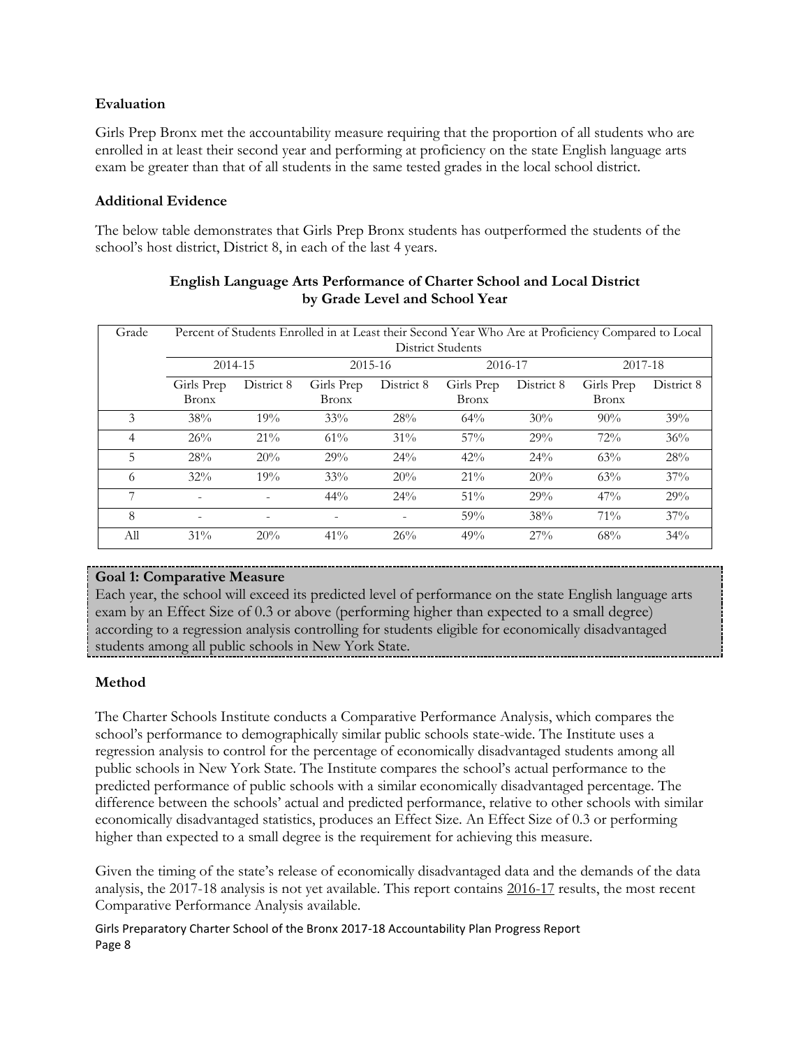**Evaluation**

Girls Prep Bronx met the accountability measure requiring that the proportion of all students who are enrolled in at least their second year and performing at proficiency on the state English language arts exam be greater than that of all students in the same tested grades in the local school district.

**Additional Evidence**

The below table demonstrates that Girls Prep Bronx students has outperformed the students of the school's host district, District 8, in each of the last 4 years.

**English Language Arts Performance of Charter School and Local District by Grade Level and School Year**

| Grade | Percent of Students Enrolled in at Least their Second Year Who Are at Proficiency Compared to Local District Students | | | | | | | |
|---|---|---|---|---|---|---|---|---|
| | 2014-15 | | 2015-16 | | 2016-17 | | 2017-18 | |
| | Girls Prep Bronx | District 8 | Girls Prep Bronx | District 8 | Girls Prep Bronx | District 8 | Girls Prep Bronx | District 8 |
| 3 | 38% | 19% | 33% | 28% | 64% | 30% | 90% | 39% |
| 4 | 26% | 21% | 61% | 31% | 57% | 29% | 72% | 36% |
| 5 | 28% | 20% | 29% | 24% | 42% | 24% | 63% | 28% |
| 6 | 32% | 19% | 33% | 20% | 21% | 20% | 63% | 37% |
| 7 | - | - | 44% | 24% | 51% | 29% | 47% | 29% |
| 8 | - | - | - | - | 59% | 38% | 71% | 37% |
| All | 31% | 20% | 41% | 26% | 49% | 27% | 68% | 34% |

**Goal 1: Comparative Measure**

Each year, the school will exceed its predicted level of performance on the state English language arts exam by an Effect Size of 0.3 or above (performing higher than expected to a small degree) according to a regression analysis controlling for students eligible for economically disadvantaged students among all public schools in New York State.

**Method**

The Charter Schools Institute conducts a Comparative Performance Analysis, which compares the school's performance to demographically similar public schools state-wide. The Institute uses a regression analysis to control for the percentage of economically disadvantaged students among all public schools in New York State. The Institute compares the school's actual performance to the predicted performance of public schools with a similar economically disadvantaged percentage. The difference between the schools' actual and predicted performance, relative to other schools with similar economically disadvantaged statistics, produces an Effect Size. An Effect Size of 0.3 or performing higher than expected to a small degree is the requirement for achieving this measure.

Given the timing of the state's release of economically disadvantaged data and the demands of the data analysis, the 2017-18 analysis is not yet available. This report contains 2016-17 results, the most recent Comparative Performance Analysis available.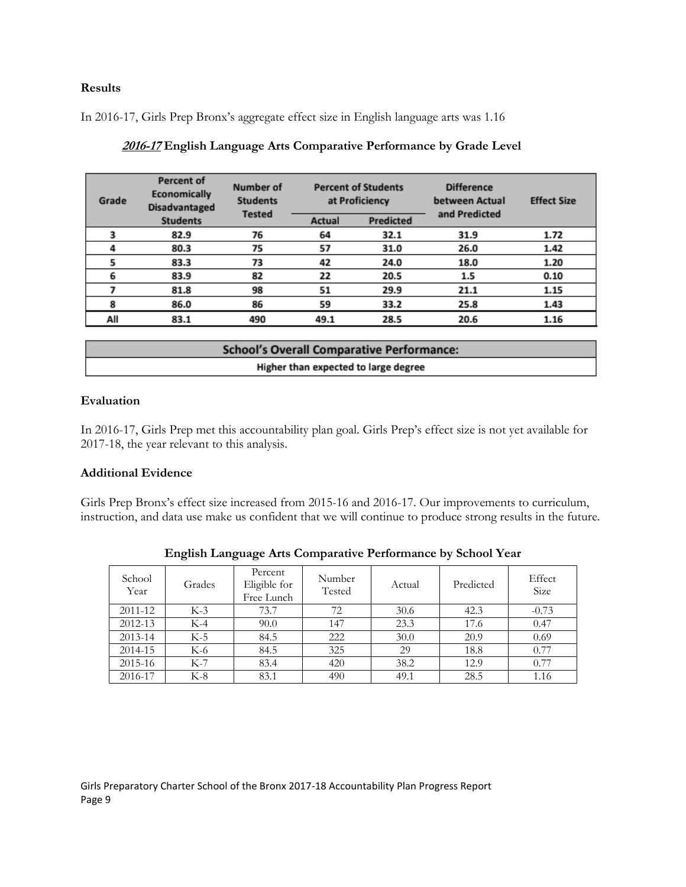### Results

In 2016-17, Girls Prep Bronx's aggregate effect size in English language arts was 1.16

***2016-17* English Language Arts Comparative Performance by Grade Level**

| Grade | Percent of Economically Disadvantaged Students | Number of Students Tested | Percent of Students at Proficiency | | Difference between Actual and Predicted | Effect Size |
|---|---|---|---|---|---|---|
| | | | Actual | Predicted | | |
| 3 | 82.9 | 76 | 64 | 32.1 | 31.9 | 1.72 |
| 4 | 80.3 | 75 | 57 | 31.0 | 26.0 | 1.42 |
| 5 | 83.3 | 73 | 42 | 24.0 | 18.0 | 1.20 |
| 6 | 83.9 | 82 | 22 | 20.5 | 1.5 | 0.10 |
| 7 | 81.8 | 98 | 51 | 29.9 | 21.1 | 1.15 |
| 8 | 86.0 | 86 | 59 | 33.2 | 25.8 | 1.43 |
| All | 83.1 | 490 | 49.1 | 28.5 | 20.6 | 1.16 |

| School's Overall Comparative Performance: |
|---|
| Higher than expected to large degree |

### Evaluation

In 2016-17, Girls Prep met this accountability plan goal. Girls Prep's effect size is not yet available for 2017-18, the year relevant to this analysis.

### Additional Evidence

Girls Prep Bronx's effect size increased from 2015-16 and 2016-17. Our improvements to curriculum, instruction, and data use make us confident that we will continue to produce strong results in the future.

**English Language Arts Comparative Performance by School Year**

| School Year | Grades | Percent Eligible for Free Lunch | Number Tested | Actual | Predicted | Effect Size |
|---|---|---|---|---|---|---|
| 2011-12 | K-3 | 73.7 | 72 | 30.6 | 42.3 | -0.73 |
| 2012-13 | K-4 | 90.0 | 147 | 23.3 | 17.6 | 0.47 |
| 2013-14 | K-5 | 84.5 | 222 | 30.0 | 20.9 | 0.69 |
| 2014-15 | K-6 | 84.5 | 325 | 29 | 18.8 | 0.77 |
| 2015-16 | K-7 | 83.4 | 420 | 38.2 | 12.9 | 0.77 |
| 2016-17 | K-8 | 83.1 | 490 | 49.1 | 28.5 | 1.16 |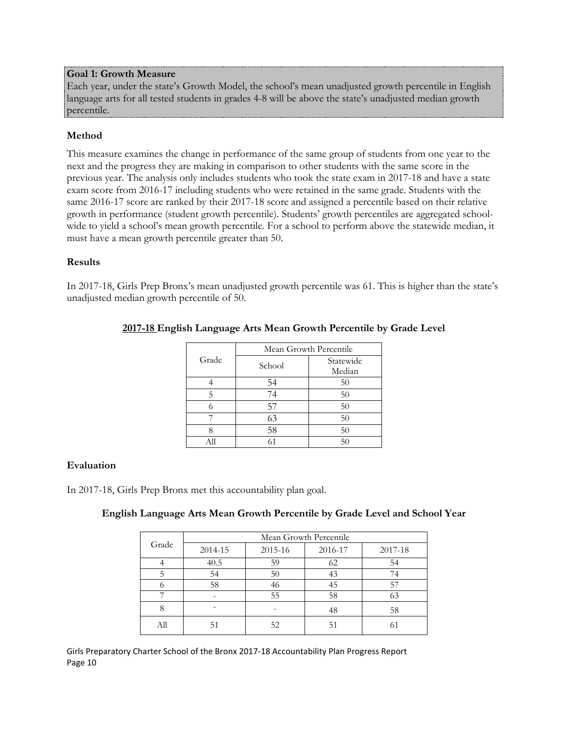**Goal 1: Growth Measure**

Each year, under the state's Growth Model, the school's mean unadjusted growth percentile in English language arts for all tested students in grades 4-8 will be above the state's unadjusted median growth percentile.

### Method

This measure examines the change in performance of the same group of students from one year to the next and the progress they are making in comparison to other students with the same score in the previous year. The analysis only includes students who took the state exam in 2017-18 and have a state exam score from 2016-17 including students who were retained in the same grade. Students with the same 2016-17 score are ranked by their 2017-18 score and assigned a percentile based on their relative growth in performance (student growth percentile). Students' growth percentiles are aggregated school-wide to yield a school's mean growth percentile. For a school to perform above the statewide median, it must have a mean growth percentile greater than 50.

### Results

In 2017-18, Girls Prep Bronx's mean unadjusted growth percentile was 61. This is higher than the state's unadjusted median growth percentile of 50.

**2017-18 English Language Arts Mean Growth Percentile by Grade Level**

| Grade | Mean Growth Percentile | |
|---|---|---|
| | School | Statewide Median |
| 4 | 54 | 50 |
| 5 | 74 | 50 |
| 6 | 57 | 50 |
| 7 | 63 | 50 |
| 8 | 58 | 50 |
| All | 61 | 50 |

### Evaluation

In 2017-18, Girls Prep Bronx met this accountability plan goal.

**English Language Arts Mean Growth Percentile by Grade Level and School Year**

| Grade | Mean Growth Percentile | | | |
|---|---|---|---|---|
| | 2014-15 | 2015-16 | 2016-17 | 2017-18 |
| 4 | 40.5 | 59 | 62 | 54 |
| 5 | 54 | 50 | 43 | 74 |
| 6 | 58 | 46 | 45 | 57 |
| 7 | - | 55 | 58 | 63 |
| 8 | - | - | 48 | 58 |
| All | 51 | 52 | 51 | 61 |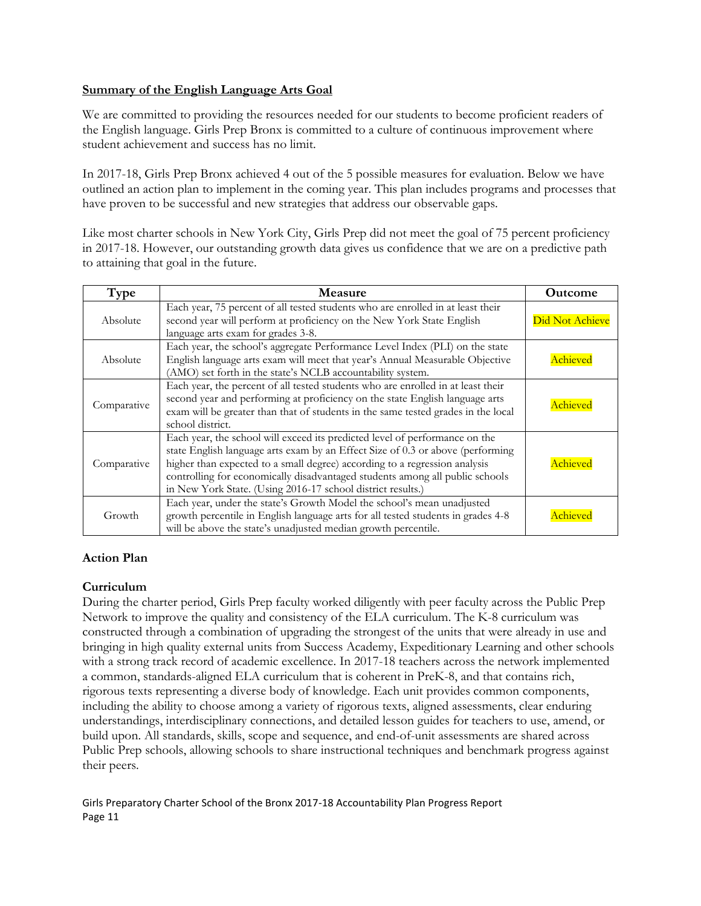**Summary of the English Language Arts Goal**

We are committed to providing the resources needed for our students to become proficient readers of the English language. Girls Prep Bronx is committed to a culture of continuous improvement where student achievement and success has no limit.

In 2017-18, Girls Prep Bronx achieved 4 out of the 5 possible measures for evaluation. Below we have outlined an action plan to implement in the coming year. This plan includes programs and processes that have proven to be successful and new strategies that address our observable gaps.

Like most charter schools in New York City, Girls Prep did not meet the goal of 75 percent proficiency in 2017-18. However, our outstanding growth data gives us confidence that we are on a predictive path to attaining that goal in the future.

| Type | Measure | Outcome |
|---|---|---|
| Absolute | Each year, 75 percent of all tested students who are enrolled in at least their second year will perform at proficiency on the New York State English language arts exam for grades 3-8. | Did Not Achieve |
| Absolute | Each year, the school's aggregate Performance Level Index (PLI) on the state English language arts exam will meet that year's Annual Measurable Objective (AMO) set forth in the state's NCLB accountability system. | Achieved |
| Comparative | Each year, the percent of all tested students who are enrolled in at least their second year and performing at proficiency on the state English language arts exam will be greater than that of students in the same tested grades in the local school district. | Achieved |
| Comparative | Each year, the school will exceed its predicted level of performance on the state English language arts exam by an Effect Size of 0.3 or above (performing higher than expected to a small degree) according to a regression analysis controlling for economically disadvantaged students among all public schools in New York State. (Using 2016-17 school district results.) | Achieved |
| Growth | Each year, under the state's Growth Model the school's mean unadjusted growth percentile in English language arts for all tested students in grades 4-8 will be above the state's unadjusted median growth percentile. | Achieved |

**Action Plan**

**Curriculum**

During the charter period, Girls Prep faculty worked diligently with peer faculty across the Public Prep Network to improve the quality and consistency of the ELA curriculum. The K-8 curriculum was constructed through a combination of upgrading the strongest of the units that were already in use and bringing in high quality external units from Success Academy, Expeditionary Learning and other schools with a strong track record of academic excellence. In 2017-18 teachers across the network implemented a common, standards-aligned ELA curriculum that is coherent in PreK-8, and that contains rich, rigorous texts representing a diverse body of knowledge. Each unit provides common components, including the ability to choose among a variety of rigorous texts, aligned assessments, clear enduring understandings, interdisciplinary connections, and detailed lesson guides for teachers to use, amend, or build upon. All standards, skills, scope and sequence, and end-of-unit assessments are shared across Public Prep schools, allowing schools to share instructional techniques and benchmark progress against their peers.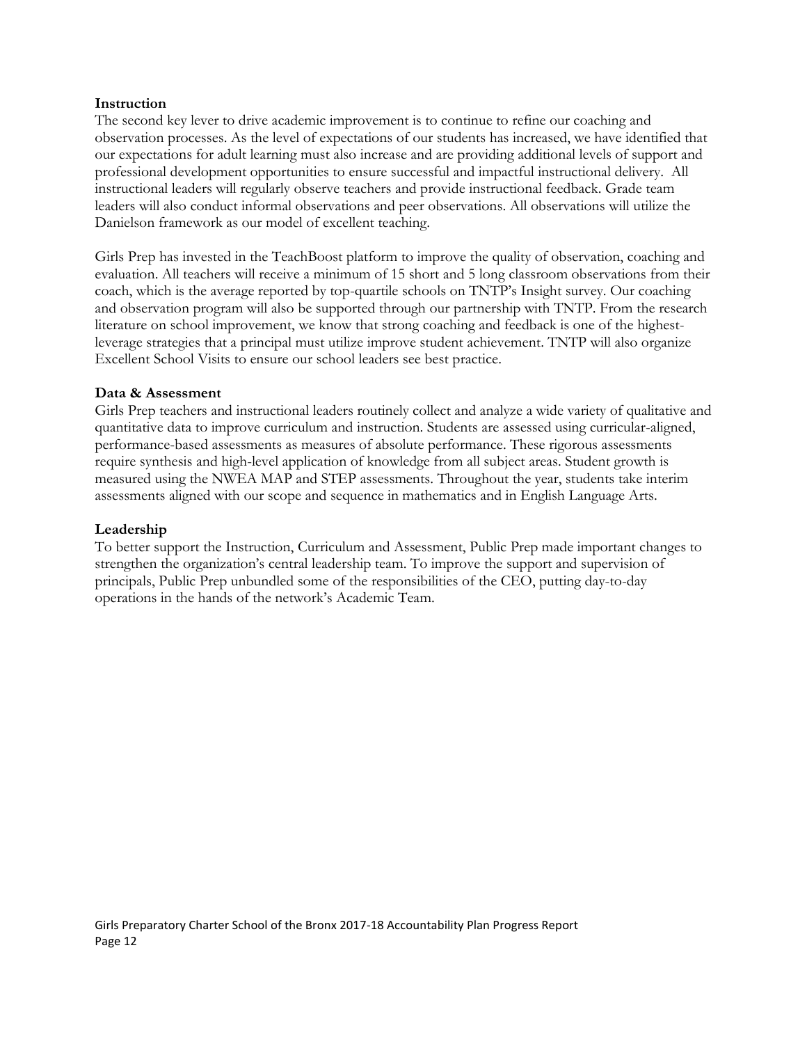**Instruction**

The second key lever to drive academic improvement is to continue to refine our coaching and observation processes. As the level of expectations of our students has increased, we have identified that our expectations for adult learning must also increase and are providing additional levels of support and professional development opportunities to ensure successful and impactful instructional delivery. All instructional leaders will regularly observe teachers and provide instructional feedback. Grade team leaders will also conduct informal observations and peer observations. All observations will utilize the Danielson framework as our model of excellent teaching.

Girls Prep has invested in the TeachBoost platform to improve the quality of observation, coaching and evaluation. All teachers will receive a minimum of 15 short and 5 long classroom observations from their coach, which is the average reported by top-quartile schools on TNTP's Insight survey. Our coaching and observation program will also be supported through our partnership with TNTP. From the research literature on school improvement, we know that strong coaching and feedback is one of the highest-leverage strategies that a principal must utilize improve student achievement. TNTP will also organize Excellent School Visits to ensure our school leaders see best practice.

**Data & Assessment**

Girls Prep teachers and instructional leaders routinely collect and analyze a wide variety of qualitative and quantitative data to improve curriculum and instruction. Students are assessed using curricular-aligned, performance-based assessments as measures of absolute performance. These rigorous assessments require synthesis and high-level application of knowledge from all subject areas. Student growth is measured using the NWEA MAP and STEP assessments. Throughout the year, students take interim assessments aligned with our scope and sequence in mathematics and in English Language Arts.

**Leadership**

To better support the Instruction, Curriculum and Assessment, Public Prep made important changes to strengthen the organization's central leadership team. To improve the support and supervision of principals, Public Prep unbundled some of the responsibilities of the CEO, putting day-to-day operations in the hands of the network's Academic Team.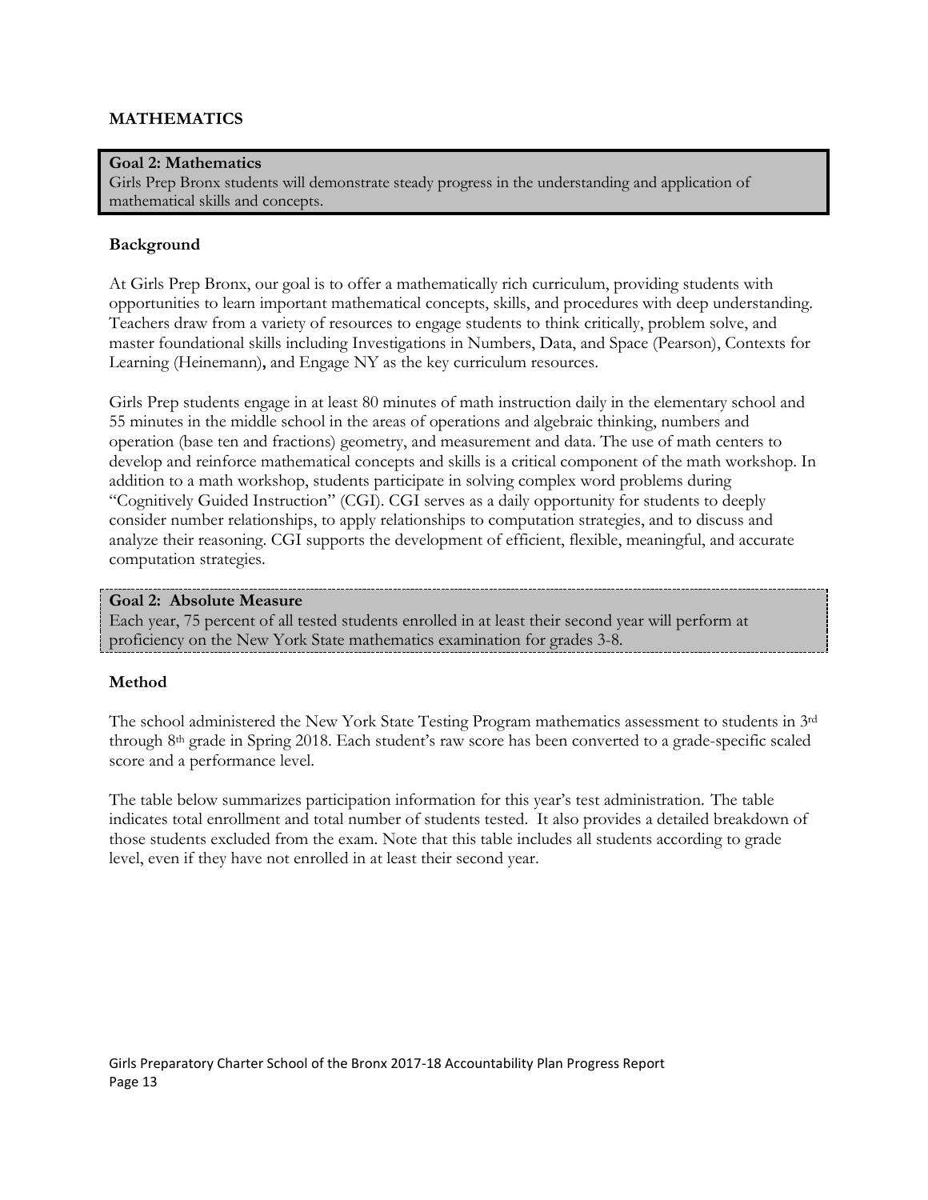## MATHEMATICS

**Goal 2: Mathematics**
Girls Prep Bronx students will demonstrate steady progress in the understanding and application of mathematical skills and concepts.

### Background

At Girls Prep Bronx, our goal is to offer a mathematically rich curriculum, providing students with opportunities to learn important mathematical concepts, skills, and procedures with deep understanding. Teachers draw from a variety of resources to engage students to think critically, problem solve, and master foundational skills including Investigations in Numbers, Data, and Space (Pearson), Contexts for Learning (Heinemann)**,** and Engage NY as the key curriculum resources.

Girls Prep students engage in at least 80 minutes of math instruction daily in the elementary school and 55 minutes in the middle school in the areas of operations and algebraic thinking, numbers and operation (base ten and fractions) geometry, and measurement and data. The use of math centers to develop and reinforce mathematical concepts and skills is a critical component of the math workshop. In addition to a math workshop, students participate in solving complex word problems during "Cognitively Guided Instruction" (CGI). CGI serves as a daily opportunity for students to deeply consider number relationships, to apply relationships to computation strategies, and to discuss and analyze their reasoning. CGI supports the development of efficient, flexible, meaningful, and accurate computation strategies.

**Goal 2: Absolute Measure**
Each year, 75 percent of all tested students enrolled in at least their second year will perform at proficiency on the New York State mathematics examination for grades 3-8.

### Method

The school administered the New York State Testing Program mathematics assessment to students in 3rd through 8th grade in Spring 2018. Each student's raw score has been converted to a grade-specific scaled score and a performance level.

The table below summarizes participation information for this year's test administration. The table indicates total enrollment and total number of students tested. It also provides a detailed breakdown of those students excluded from the exam. Note that this table includes all students according to grade level, even if they have not enrolled in at least their second year.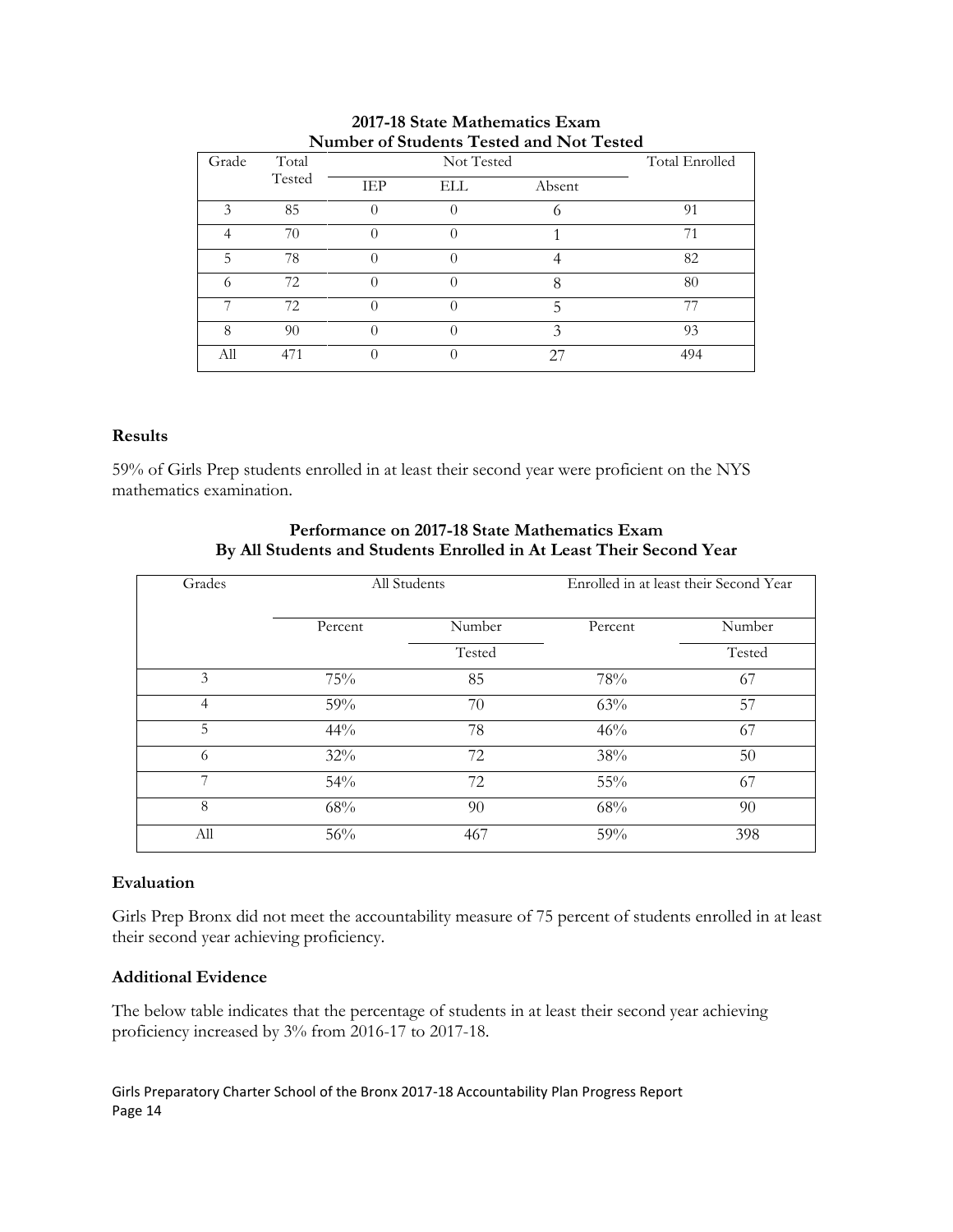**2017-18 State Mathematics Exam**
**Number of Students Tested and Not Tested**

| Grade | Total Tested | Not Tested | | | Total Enrolled |
|---|---|---|---|---|---|
| | | IEP | ELL | Absent | |
| 3 | 85 | 0 | 0 | 6 | 91 |
| 4 | 70 | 0 | 0 | 1 | 71 |
| 5 | 78 | 0 | 0 | 4 | 82 |
| 6 | 72 | 0 | 0 | 8 | 80 |
| 7 | 72 | 0 | 0 | 5 | 77 |
| 8 | 90 | 0 | 0 | 3 | 93 |
| All | 471 | 0 | 0 | 27 | 494 |

### Results

59% of Girls Prep students enrolled in at least their second year were proficient on the NYS mathematics examination.

**Performance on 2017-18 State Mathematics Exam**
**By All Students and Students Enrolled in At Least Their Second Year**

| Grades | All Students | | Enrolled in at least their Second Year | |
|---|---|---|---|---|
| | Percent | Number Tested | Percent | Number Tested |
| 3 | 75% | 85 | 78% | 67 |
| 4 | 59% | 70 | 63% | 57 |
| 5 | 44% | 78 | 46% | 67 |
| 6 | 32% | 72 | 38% | 50 |
| 7 | 54% | 72 | 55% | 67 |
| 8 | 68% | 90 | 68% | 90 |
| All | 56% | 467 | 59% | 398 |

### Evaluation

Girls Prep Bronx did not meet the accountability measure of 75 percent of students enrolled in at least their second year achieving proficiency.

### Additional Evidence

The below table indicates that the percentage of students in at least their second year achieving proficiency increased by 3% from 2016-17 to 2017-18.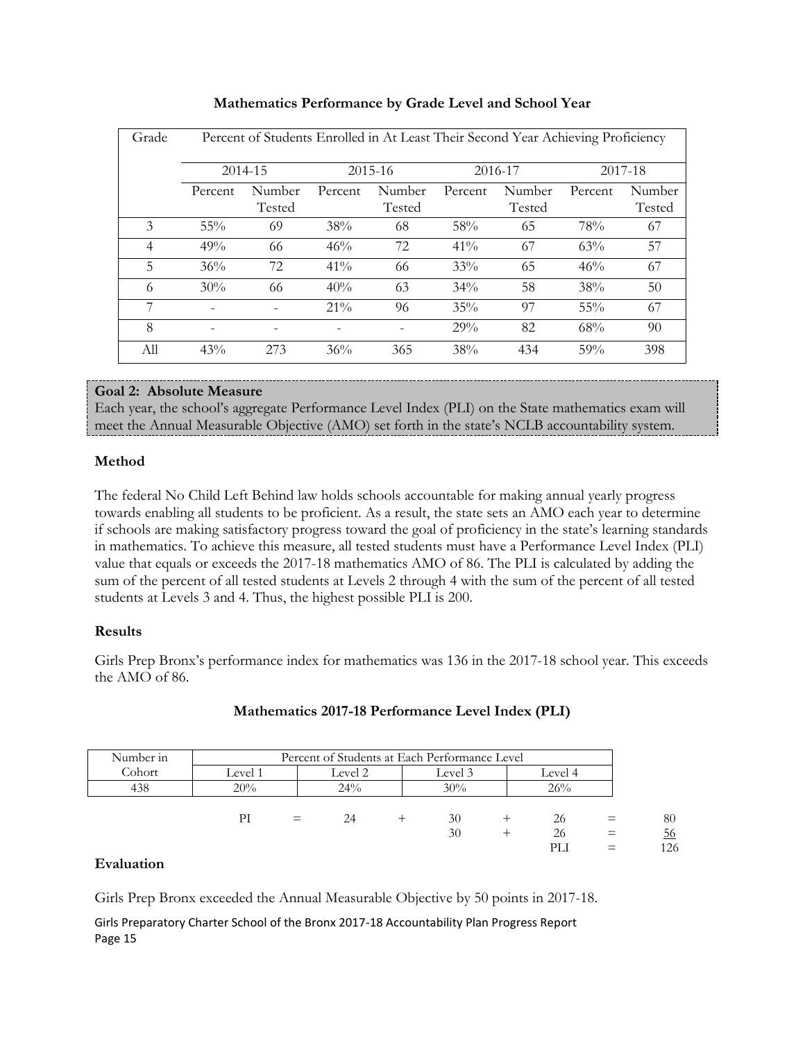**Mathematics Performance by Grade Level and School Year**

| Grade | Percent of Students Enrolled in At Least Their Second Year Achieving Proficiency | | | | | | | |
|---|---|---|---|---|---|---|---|---|
| | 2014-15 | | 2015-16 | | 2016-17 | | 2017-18 | |
| | Percent | Number Tested | Percent | Number Tested | Percent | Number Tested | Percent | Number Tested |
| 3 | 55% | 69 | 38% | 68 | 58% | 65 | 78% | 67 |
| 4 | 49% | 66 | 46% | 72 | 41% | 67 | 63% | 57 |
| 5 | 36% | 72 | 41% | 66 | 33% | 65 | 46% | 67 |
| 6 | 30% | 66 | 40% | 63 | 34% | 58 | 38% | 50 |
| 7 | - | - | 21% | 96 | 35% | 97 | 55% | 67 |
| 8 | - | - | - | - | 29% | 82 | 68% | 90 |
| All | 43% | 273 | 36% | 365 | 38% | 434 | 59% | 398 |

**Goal 2: Absolute Measure**
Each year, the school's aggregate Performance Level Index (PLI) on the State mathematics exam will meet the Annual Measurable Objective (AMO) set forth in the state's NCLB accountability system.

**Method**

The federal No Child Left Behind law holds schools accountable for making annual yearly progress towards enabling all students to be proficient. As a result, the state sets an AMO each year to determine if schools are making satisfactory progress toward the goal of proficiency in the state's learning standards in mathematics. To achieve this measure, all tested students must have a Performance Level Index (PLI) value that equals or exceeds the 2017-18 mathematics AMO of 86. The PLI is calculated by adding the sum of the percent of all tested students at Levels 2 through 4 with the sum of the percent of all tested students at Levels 3 and 4. Thus, the highest possible PLI is 200.

**Results**

Girls Prep Bronx's performance index for mathematics was 136 in the 2017-18 school year. This exceeds the AMO of 86.

**Mathematics 2017-18 Performance Level Index (PLI)**

| Number in Cohort | Percent of Students at Each Performance Level | | | |
|---|---|---|---|---|
| | Level 1 | Level 2 | Level 3 | Level 4 |
| 438 | 20% | 24% | 30% | 26% |

| | | | | | | | | |
|---|---|---|---|---|---|---|---|---|
| PI | = | 24 | + | 30 | + | 26 | = | 80 |
| | | | | 30 | + | 26 | = | 56 |
| | | | | | | PLI | = | 126 |

**Evaluation**

Girls Prep Bronx exceeded the Annual Measurable Objective by 50 points in 2017-18.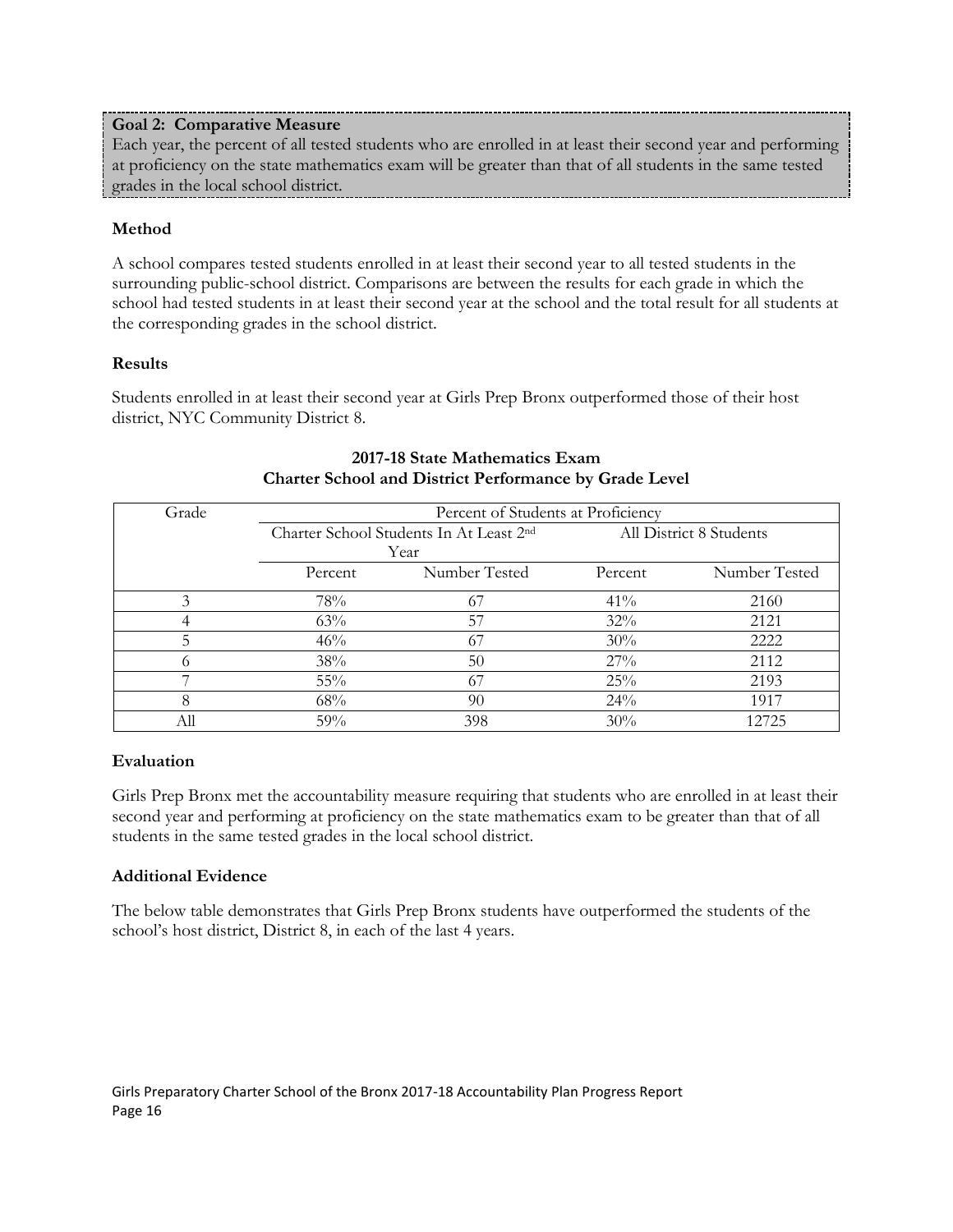**Goal 2: Comparative Measure**

Each year, the percent of all tested students who are enrolled in at least their second year and performing at proficiency on the state mathematics exam will be greater than that of all students in the same tested grades in the local school district.

### Method

A school compares tested students enrolled in at least their second year to all tested students in the surrounding public-school district. Comparisons are between the results for each grade in which the school had tested students in at least their second year at the school and the total result for all students at the corresponding grades in the school district.

### Results

Students enrolled in at least their second year at Girls Prep Bronx outperformed those of their host district, NYC Community District 8.

**2017-18 State Mathematics Exam**
**Charter School and District Performance by Grade Level**

| Grade | Percent of Students at Proficiency | | | |
|---|---|---|---|---|
| | Charter School Students In At Least 2nd Year | | All District 8 Students | |
| | Percent | Number Tested | Percent | Number Tested |
| 3 | 78% | 67 | 41% | 2160 |
| 4 | 63% | 57 | 32% | 2121 |
| 5 | 46% | 67 | 30% | 2222 |
| 6 | 38% | 50 | 27% | 2112 |
| 7 | 55% | 67 | 25% | 2193 |
| 8 | 68% | 90 | 24% | 1917 |
| All | 59% | 398 | 30% | 12725 |

### Evaluation

Girls Prep Bronx met the accountability measure requiring that students who are enrolled in at least their second year and performing at proficiency on the state mathematics exam to be greater than that of all students in the same tested grades in the local school district.

### Additional Evidence

The below table demonstrates that Girls Prep Bronx students have outperformed the students of the school's host district, District 8, in each of the last 4 years.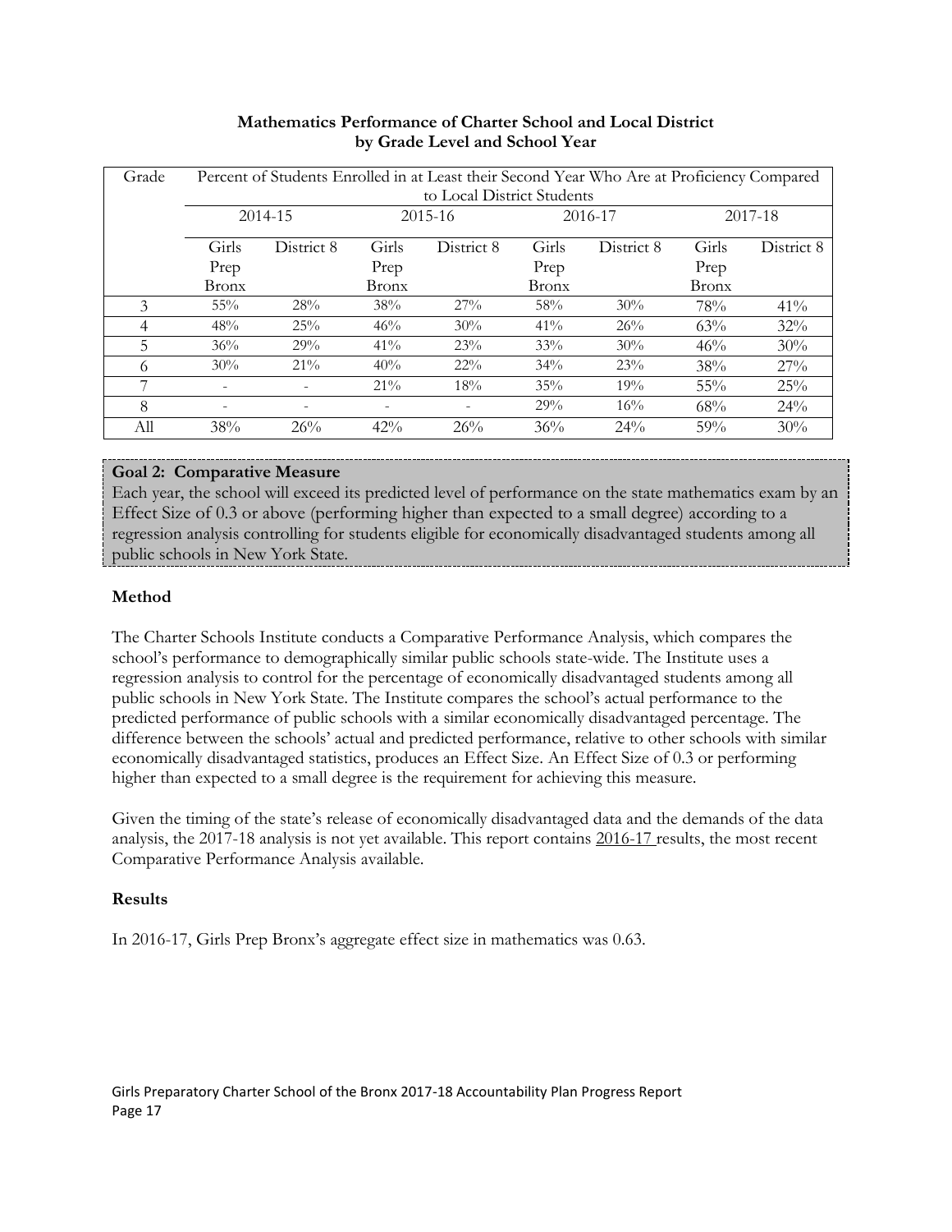**Mathematics Performance of Charter School and Local District by Grade Level and School Year**

| Grade | Percent of Students Enrolled in at Least their Second Year Who Are at Proficiency Compared to Local District Students | | | | | | | |
|---|---|---|---|---|---|---|---|---|
| | 2014-15 | | 2015-16 | | 2016-17 | | 2017-18 | |
| | Girls Prep Bronx | District 8 | Girls Prep Bronx | District 8 | Girls Prep Bronx | District 8 | Girls Prep Bronx | District 8 |
| 3 | 55% | 28% | 38% | 27% | 58% | 30% | 78% | 41% |
| 4 | 48% | 25% | 46% | 30% | 41% | 26% | 63% | 32% |
| 5 | 36% | 29% | 41% | 23% | 33% | 30% | 46% | 30% |
| 6 | 30% | 21% | 40% | 22% | 34% | 23% | 38% | 27% |
| 7 | - | - | 21% | 18% | 35% | 19% | 55% | 25% |
| 8 | - | - | - | - | 29% | 16% | 68% | 24% |
| All | 38% | 26% | 42% | 26% | 36% | 24% | 59% | 30% |

**Goal 2: Comparative Measure**

Each year, the school will exceed its predicted level of performance on the state mathematics exam by an Effect Size of 0.3 or above (performing higher than expected to a small degree) according to a regression analysis controlling for students eligible for economically disadvantaged students among all public schools in New York State.

### Method

The Charter Schools Institute conducts a Comparative Performance Analysis, which compares the school's performance to demographically similar public schools state-wide. The Institute uses a regression analysis to control for the percentage of economically disadvantaged students among all public schools in New York State. The Institute compares the school's actual performance to the predicted performance of public schools with a similar economically disadvantaged percentage. The difference between the schools' actual and predicted performance, relative to other schools with similar economically disadvantaged statistics, produces an Effect Size. An Effect Size of 0.3 or performing higher than expected to a small degree is the requirement for achieving this measure.

Given the timing of the state's release of economically disadvantaged data and the demands of the data analysis, the 2017-18 analysis is not yet available. This report contains 2016-17 results, the most recent Comparative Performance Analysis available.

### Results

In 2016-17, Girls Prep Bronx's aggregate effect size in mathematics was 0.63.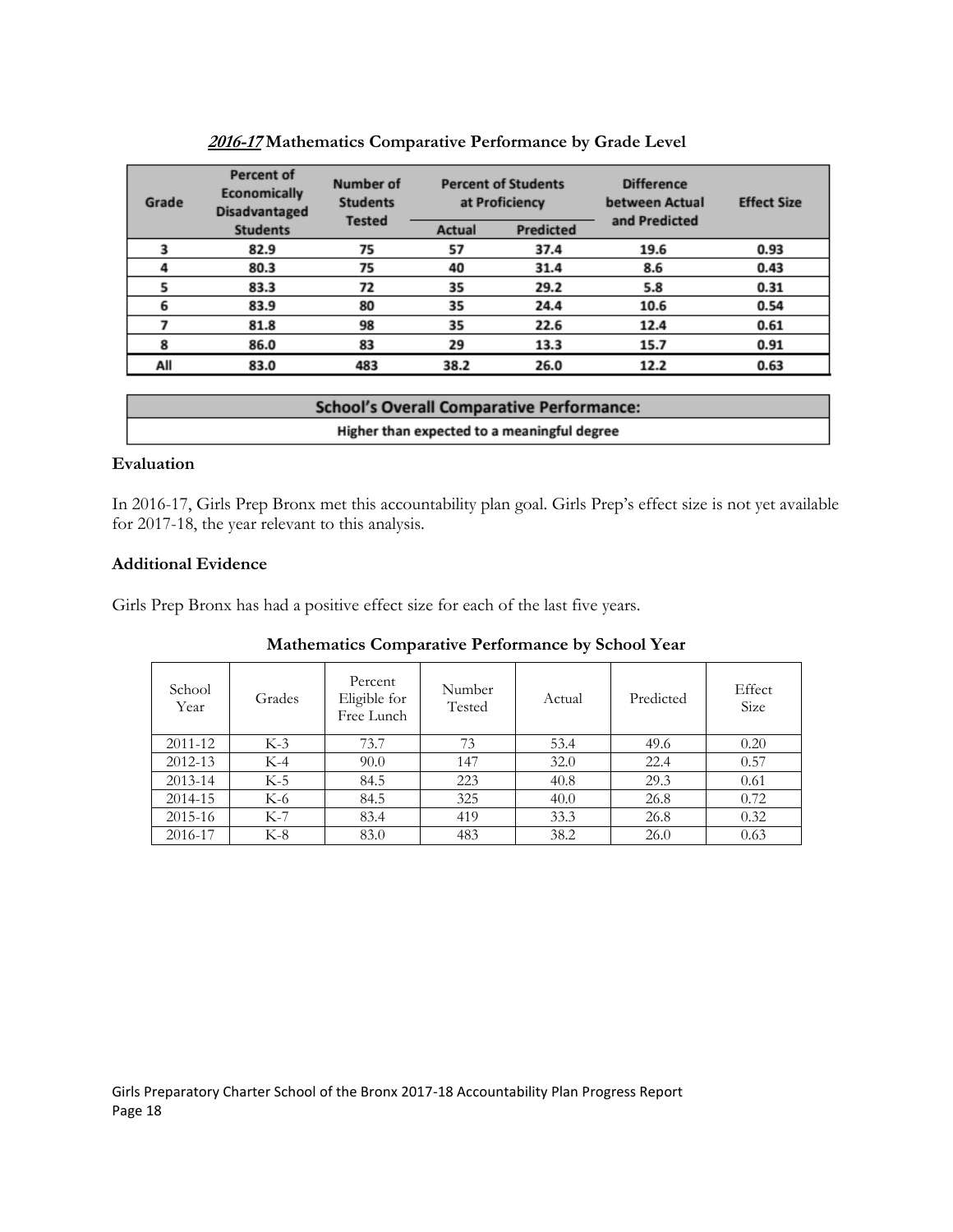### *2016-17* Mathematics Comparative Performance by Grade Level

| Grade | Percent of Economically Disadvantaged Students | Number of Students Tested | Percent of Students at Proficiency | | Difference between Actual and Predicted | Effect Size |
|---|---|---|---|---|---|---|
| | | | Actual | Predicted | | |
| 3 | 82.9 | 75 | 57 | 37.4 | 19.6 | 0.93 |
| 4 | 80.3 | 75 | 40 | 31.4 | 8.6 | 0.43 |
| 5 | 83.3 | 72 | 35 | 29.2 | 5.8 | 0.31 |
| 6 | 83.9 | 80 | 35 | 24.4 | 10.6 | 0.54 |
| 7 | 81.8 | 98 | 35 | 22.6 | 12.4 | 0.61 |
| 8 | 86.0 | 83 | 29 | 13.3 | 15.7 | 0.91 |
| All | 83.0 | 483 | 38.2 | 26.0 | 12.2 | 0.63 |

| School's Overall Comparative Performance: |
|---|
| Higher than expected to a meaningful degree |

### Evaluation

In 2016-17, Girls Prep Bronx met this accountability plan goal. Girls Prep's effect size is not yet available for 2017-18, the year relevant to this analysis.

### Additional Evidence

Girls Prep Bronx has had a positive effect size for each of the last five years.

**Mathematics Comparative Performance by School Year**

| School Year | Grades | Percent Eligible for Free Lunch | Number Tested | Actual | Predicted | Effect Size |
|---|---|---|---|---|---|---|
| 2011-12 | K-3 | 73.7 | 73 | 53.4 | 49.6 | 0.20 |
| 2012-13 | K-4 | 90.0 | 147 | 32.0 | 22.4 | 0.57 |
| 2013-14 | K-5 | 84.5 | 223 | 40.8 | 29.3 | 0.61 |
| 2014-15 | K-6 | 84.5 | 325 | 40.0 | 26.8 | 0.72 |
| 2015-16 | K-7 | 83.4 | 419 | 33.3 | 26.8 | 0.32 |
| 2016-17 | K-8 | 83.0 | 483 | 38.2 | 26.0 | 0.63 |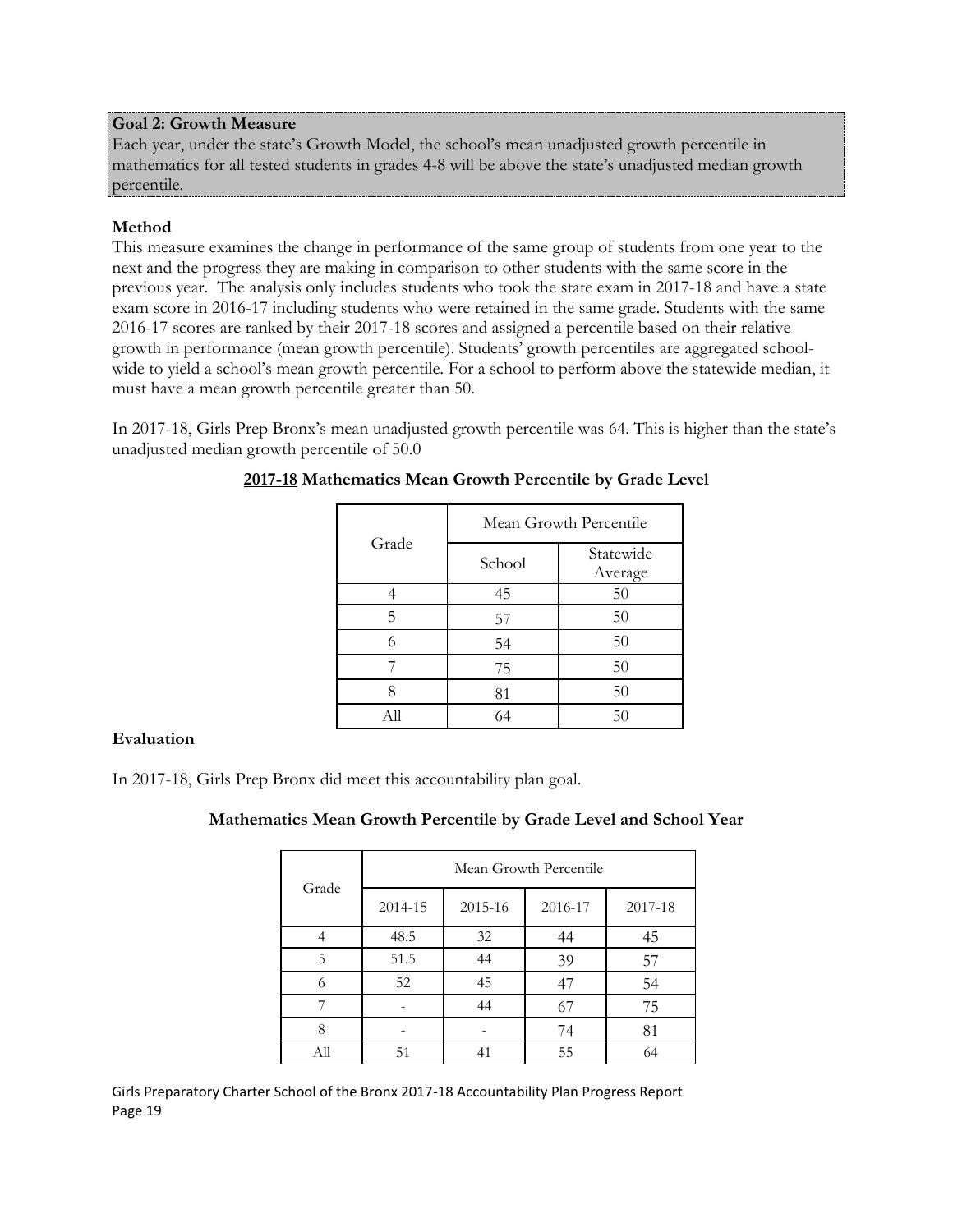**Goal 2: Growth Measure**

Each year, under the state's Growth Model, the school's mean unadjusted growth percentile in mathematics for all tested students in grades 4-8 will be above the state's unadjusted median growth percentile.

### Method

This measure examines the change in performance of the same group of students from one year to the next and the progress they are making in comparison to other students with the same score in the previous year. The analysis only includes students who took the state exam in 2017-18 and have a state exam score in 2016-17 including students who were retained in the same grade. Students with the same 2016-17 scores are ranked by their 2017-18 scores and assigned a percentile based on their relative growth in performance (mean growth percentile). Students' growth percentiles are aggregated school-wide to yield a school's mean growth percentile. For a school to perform above the statewide median, it must have a mean growth percentile greater than 50.

In 2017-18, Girls Prep Bronx's mean unadjusted growth percentile was 64. This is higher than the state's unadjusted median growth percentile of 50.0

**2017-18 Mathematics Mean Growth Percentile by Grade Level**

| Grade | Mean Growth Percentile | |
|---|---|---|
| | School | Statewide Average |
| 4 | 45 | 50 |
| 5 | 57 | 50 |
| 6 | 54 | 50 |
| 7 | 75 | 50 |
| 8 | 81 | 50 |
| All | 64 | 50 |

### Evaluation

In 2017-18, Girls Prep Bronx did meet this accountability plan goal.

**Mathematics Mean Growth Percentile by Grade Level and School Year**

| Grade | Mean Growth Percentile | | | |
|---|---|---|---|---|
| | 2014-15 | 2015-16 | 2016-17 | 2017-18 |
| 4 | 48.5 | 32 | 44 | 45 |
| 5 | 51.5 | 44 | 39 | 57 |
| 6 | 52 | 45 | 47 | 54 |
| 7 | - | 44 | 67 | 75 |
| 8 | - | - | 74 | 81 |
| All | 51 | 41 | 55 | 64 |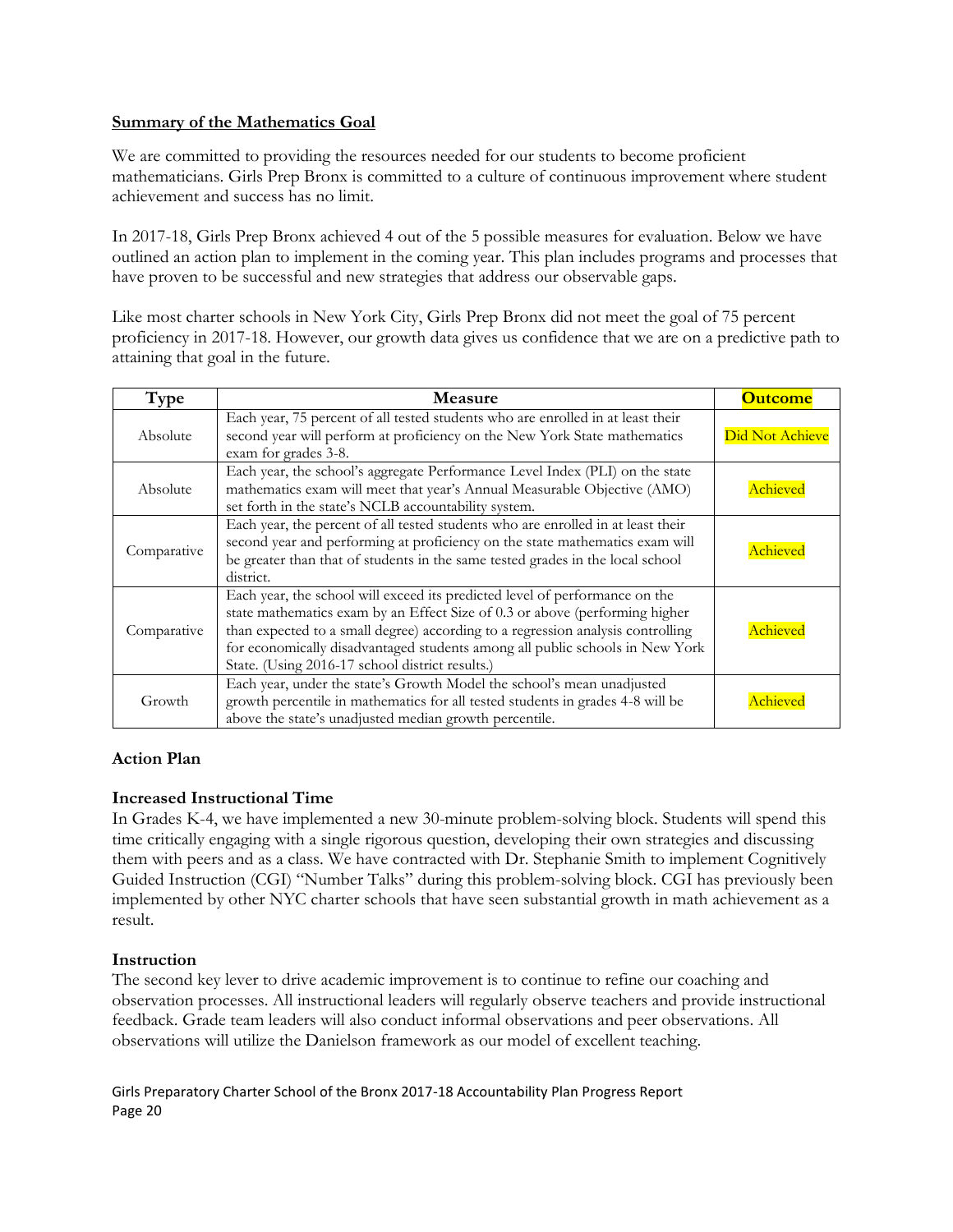**Summary of the Mathematics Goal**

We are committed to providing the resources needed for our students to become proficient mathematicians. Girls Prep Bronx is committed to a culture of continuous improvement where student achievement and success has no limit.

In 2017-18, Girls Prep Bronx achieved 4 out of the 5 possible measures for evaluation. Below we have outlined an action plan to implement in the coming year. This plan includes programs and processes that have proven to be successful and new strategies that address our observable gaps.

Like most charter schools in New York City, Girls Prep Bronx did not meet the goal of 75 percent proficiency in 2017-18. However, our growth data gives us confidence that we are on a predictive path to attaining that goal in the future.

| Type | Measure | Outcome |
|---|---|---|
| Absolute | Each year, 75 percent of all tested students who are enrolled in at least their second year will perform at proficiency on the New York State mathematics exam for grades 3-8. | Did Not Achieve |
| Absolute | Each year, the school's aggregate Performance Level Index (PLI) on the state mathematics exam will meet that year's Annual Measurable Objective (AMO) set forth in the state's NCLB accountability system. | Achieved |
| Comparative | Each year, the percent of all tested students who are enrolled in at least their second year and performing at proficiency on the state mathematics exam will be greater than that of students in the same tested grades in the local school district. | Achieved |
| Comparative | Each year, the school will exceed its predicted level of performance on the state mathematics exam by an Effect Size of 0.3 or above (performing higher than expected to a small degree) according to a regression analysis controlling for economically disadvantaged students among all public schools in New York State. (Using 2016-17 school district results.) | Achieved |
| Growth | Each year, under the state's Growth Model the school's mean unadjusted growth percentile in mathematics for all tested students in grades 4-8 will be above the state's unadjusted median growth percentile. | Achieved |

**Action Plan**

**Increased Instructional Time**

In Grades K-4, we have implemented a new 30-minute problem-solving block. Students will spend this time critically engaging with a single rigorous question, developing their own strategies and discussing them with peers and as a class. We have contracted with Dr. Stephanie Smith to implement Cognitively Guided Instruction (CGI) "Number Talks" during this problem-solving block. CGI has previously been implemented by other NYC charter schools that have seen substantial growth in math achievement as a result.

**Instruction**

The second key lever to drive academic improvement is to continue to refine our coaching and observation processes. All instructional leaders will regularly observe teachers and provide instructional feedback. Grade team leaders will also conduct informal observations and peer observations. All observations will utilize the Danielson framework as our model of excellent teaching.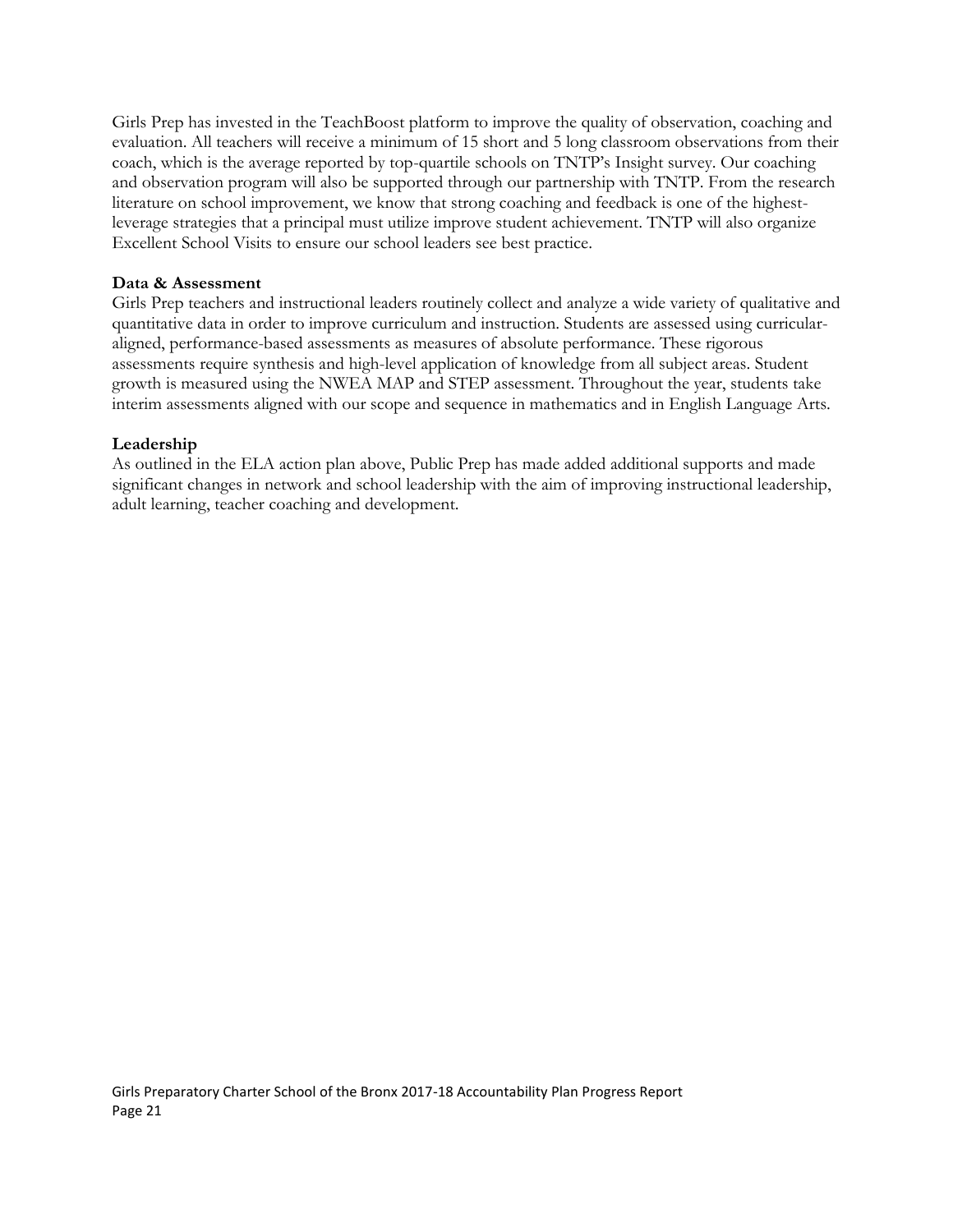Girls Prep has invested in the TeachBoost platform to improve the quality of observation, coaching and evaluation. All teachers will receive a minimum of 15 short and 5 long classroom observations from their coach, which is the average reported by top-quartile schools on TNTP's Insight survey. Our coaching and observation program will also be supported through our partnership with TNTP. From the research literature on school improvement, we know that strong coaching and feedback is one of the highest-leverage strategies that a principal must utilize improve student achievement. TNTP will also organize Excellent School Visits to ensure our school leaders see best practice.

**Data & Assessment**

Girls Prep teachers and instructional leaders routinely collect and analyze a wide variety of qualitative and quantitative data in order to improve curriculum and instruction. Students are assessed using curricular-aligned, performance-based assessments as measures of absolute performance. These rigorous assessments require synthesis and high-level application of knowledge from all subject areas. Student growth is measured using the NWEA MAP and STEP assessment. Throughout the year, students take interim assessments aligned with our scope and sequence in mathematics and in English Language Arts.

**Leadership**

As outlined in the ELA action plan above, Public Prep has made added additional supports and made significant changes in network and school leadership with the aim of improving instructional leadership, adult learning, teacher coaching and development.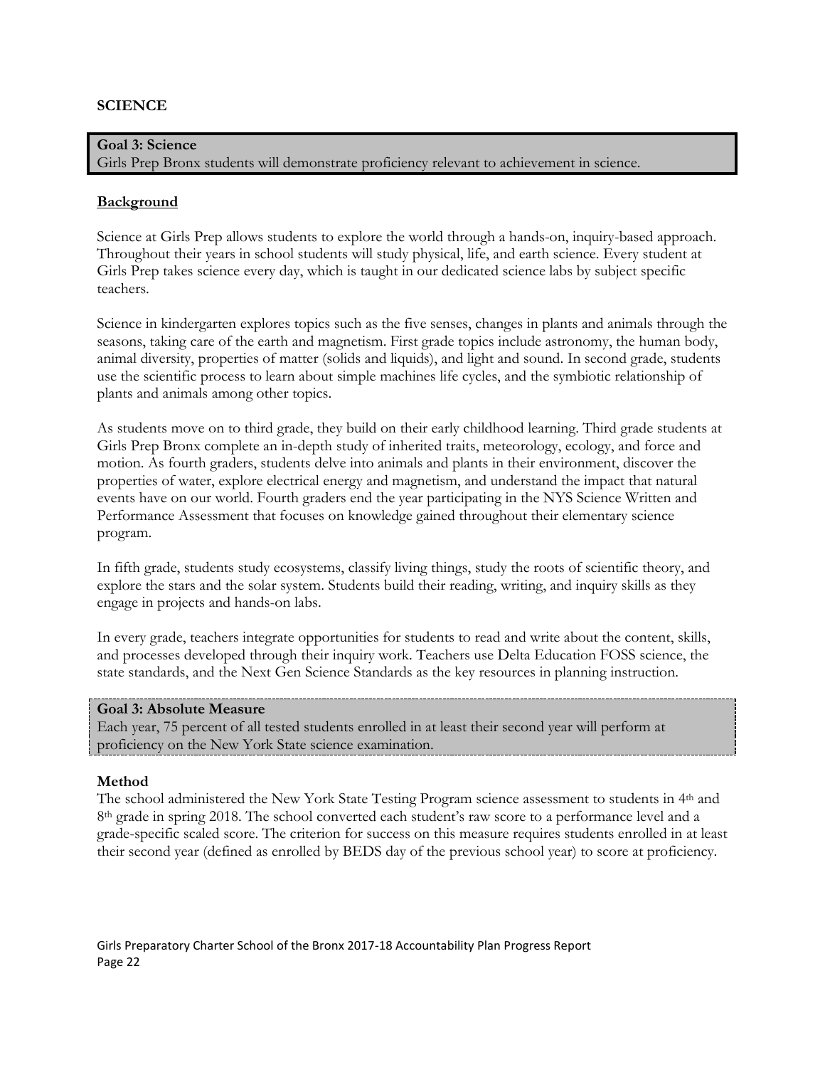## SCIENCE

**Goal 3: Science**
Girls Prep Bronx students will demonstrate proficiency relevant to achievement in science.

### Background

Science at Girls Prep allows students to explore the world through a hands-on, inquiry-based approach. Throughout their years in school students will study physical, life, and earth science. Every student at Girls Prep takes science every day, which is taught in our dedicated science labs by subject specific teachers.

Science in kindergarten explores topics such as the five senses, changes in plants and animals through the seasons, taking care of the earth and magnetism. First grade topics include astronomy, the human body, animal diversity, properties of matter (solids and liquids), and light and sound. In second grade, students use the scientific process to learn about simple machines life cycles, and the symbiotic relationship of plants and animals among other topics.

As students move on to third grade, they build on their early childhood learning. Third grade students at Girls Prep Bronx complete an in-depth study of inherited traits, meteorology, ecology, and force and motion. As fourth graders, students delve into animals and plants in their environment, discover the properties of water, explore electrical energy and magnetism, and understand the impact that natural events have on our world. Fourth graders end the year participating in the NYS Science Written and Performance Assessment that focuses on knowledge gained throughout their elementary science program.

In fifth grade, students study ecosystems, classify living things, study the roots of scientific theory, and explore the stars and the solar system. Students build their reading, writing, and inquiry skills as they engage in projects and hands-on labs.

In every grade, teachers integrate opportunities for students to read and write about the content, skills, and processes developed through their inquiry work. Teachers use Delta Education FOSS science, the state standards, and the Next Gen Science Standards as the key resources in planning instruction.

**Goal 3: Absolute Measure**
Each year, 75 percent of all tested students enrolled in at least their second year will perform at proficiency on the New York State science examination.

**Method**
The school administered the New York State Testing Program science assessment to students in 4th and 8th grade in spring 2018. The school converted each student's raw score to a performance level and a grade-specific scaled score. The criterion for success on this measure requires students enrolled in at least their second year (defined as enrolled by BEDS day of the previous school year) to score at proficiency.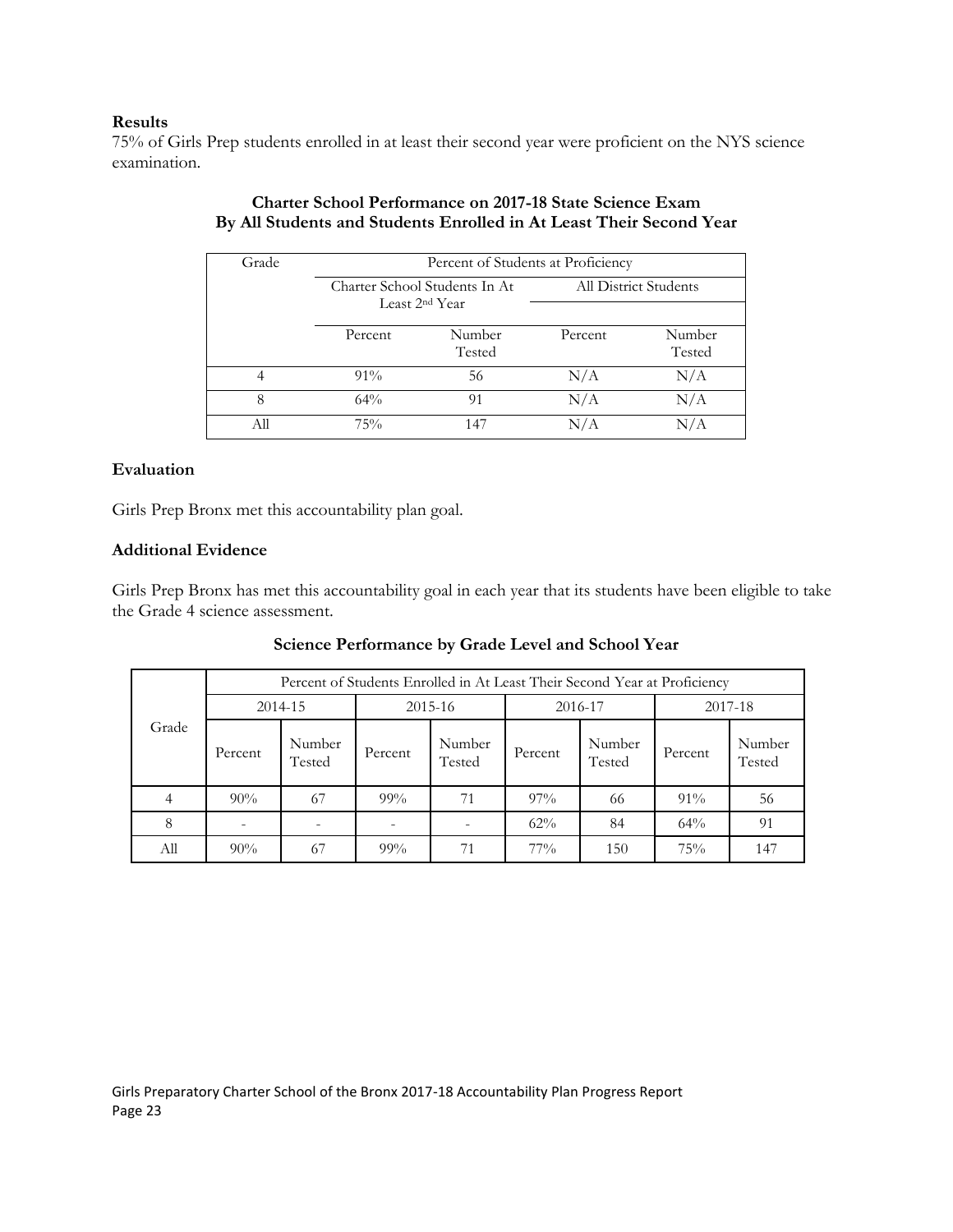**Results**

75% of Girls Prep students enrolled in at least their second year were proficient on the NYS science examination.

**Charter School Performance on 2017-18 State Science Exam**
**By All Students and Students Enrolled in At Least Their Second Year**

| Grade | Percent of Students at Proficiency | | | |
|---|---|---|---|---|
| | Charter School Students In At Least 2nd Year | | All District Students | |
| | Percent | Number Tested | Percent | Number Tested |
| 4 | 91% | 56 | N/A | N/A |
| 8 | 64% | 91 | N/A | N/A |
| All | 75% | 147 | N/A | N/A |

**Evaluation**

Girls Prep Bronx met this accountability plan goal.

**Additional Evidence**

Girls Prep Bronx has met this accountability goal in each year that its students have been eligible to take the Grade 4 science assessment.

**Science Performance by Grade Level and School Year**

| Grade | Percent of Students Enrolled in At Least Their Second Year at Proficiency | | | | | | | |
|---|---|---|---|---|---|---|---|---|
| | 2014-15 | | 2015-16 | | 2016-17 | | 2017-18 | |
| | Percent | Number Tested | Percent | Number Tested | Percent | Number Tested | Percent | Number Tested |
| 4 | 90% | 67 | 99% | 71 | 97% | 66 | 91% | 56 |
| 8 | - | - | - | - | 62% | 84 | 64% | 91 |
| All | 90% | 67 | 99% | 71 | 77% | 150 | 75% | 147 |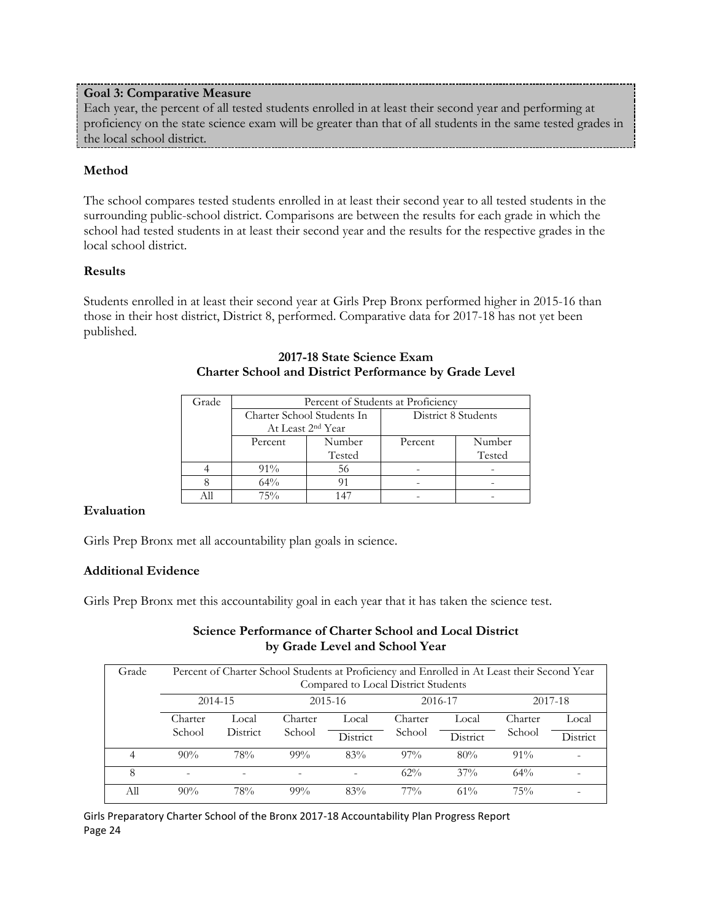**Goal 3: Comparative Measure**

Each year, the percent of all tested students enrolled in at least their second year and performing at proficiency on the state science exam will be greater than that of all students in the same tested grades in the local school district.

### Method

The school compares tested students enrolled in at least their second year to all tested students in the surrounding public-school district. Comparisons are between the results for each grade in which the school had tested students in at least their second year and the results for the respective grades in the local school district.

### Results

Students enrolled in at least their second year at Girls Prep Bronx performed higher in 2015-16 than those in their host district, District 8, performed. Comparative data for 2017-18 has not yet been published.

**2017-18 State Science Exam**
**Charter School and District Performance by Grade Level**

| Grade | Percent of Students at Proficiency | | | |
|---|---|---|---|---|
| | Charter School Students In At Least 2nd Year | | District 8 Students | |
| | Percent | Number Tested | Percent | Number Tested |
| 4 | 91% | 56 | - | - |
| 8 | 64% | 91 | - | - |
| All | 75% | 147 | - | - |

### Evaluation

Girls Prep Bronx met all accountability plan goals in science.

### Additional Evidence

Girls Prep Bronx met this accountability goal in each year that it has taken the science test.

**Science Performance of Charter School and Local District**
**by Grade Level and School Year**

| Grade | Percent of Charter School Students at Proficiency and Enrolled in At Least their Second Year Compared to Local District Students | | | | | | | |
|---|---|---|---|---|---|---|---|---|
| | 2014-15 | | 2015-16 | | 2016-17 | | 2017-18 | |
| | Charter School | Local District | Charter School | Local District | Charter School | Local District | Charter School | Local District |
| 4 | 90% | 78% | 99% | 83% | 97% | 80% | 91% | - |
| 8 | - | - | - | - | 62% | 37% | 64% | - |
| All | 90% | 78% | 99% | 83% | 77% | 61% | 75% | - |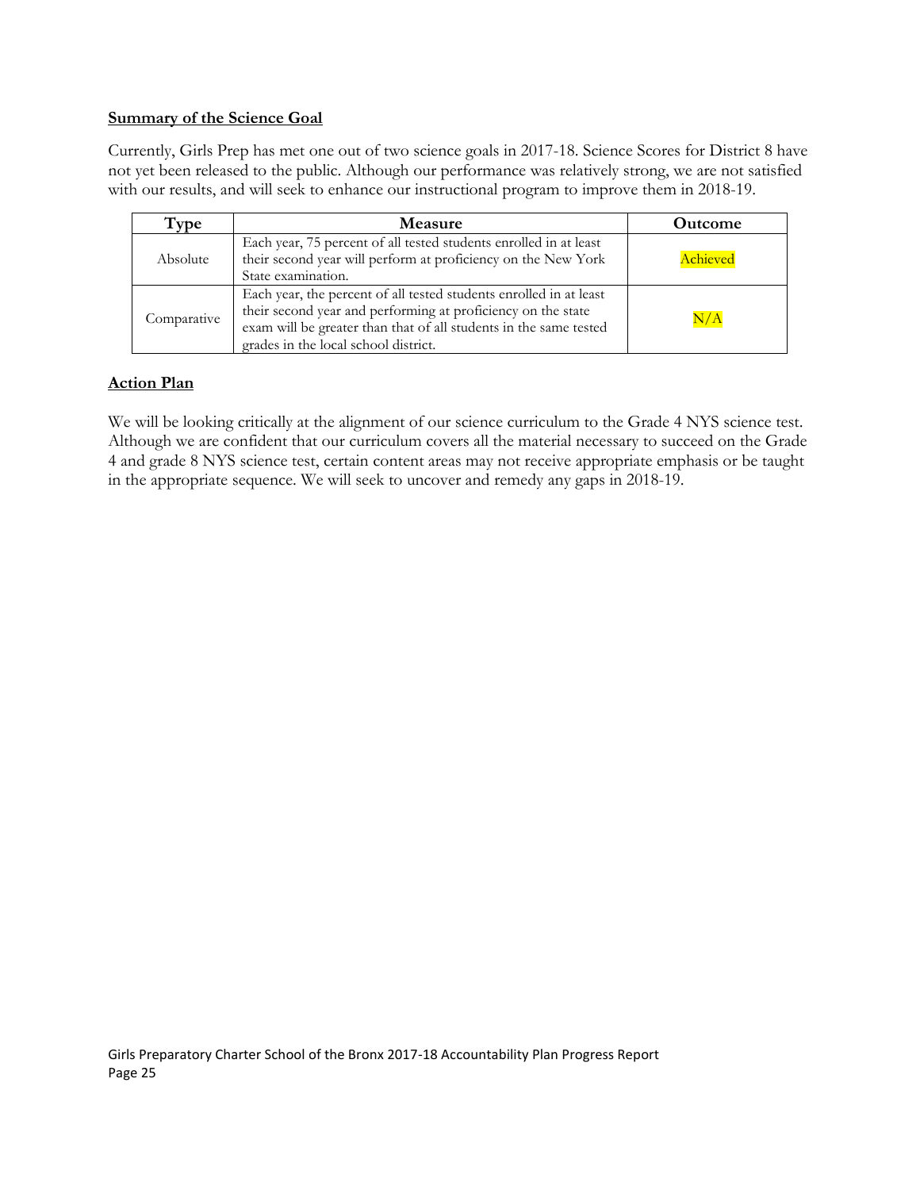**Summary of the Science Goal**

Currently, Girls Prep has met one out of two science goals in 2017-18. Science Scores for District 8 have not yet been released to the public. Although our performance was relatively strong, we are not satisfied with our results, and will seek to enhance our instructional program to improve them in 2018-19.

| Type | Measure | Outcome |
| --- | --- | --- |
| Absolute | Each year, 75 percent of all tested students enrolled in at least their second year will perform at proficiency on the New York State examination. | Achieved |
| Comparative | Each year, the percent of all tested students enrolled in at least their second year and performing at proficiency on the state exam will be greater than that of all students in the same tested grades in the local school district. | N/A |

**Action Plan**

We will be looking critically at the alignment of our science curriculum to the Grade 4 NYS science test. Although we are confident that our curriculum covers all the material necessary to succeed on the Grade 4 and grade 8 NYS science test, certain content areas may not receive appropriate emphasis or be taught in the appropriate sequence. We will seek to uncover and remedy any gaps in 2018-19.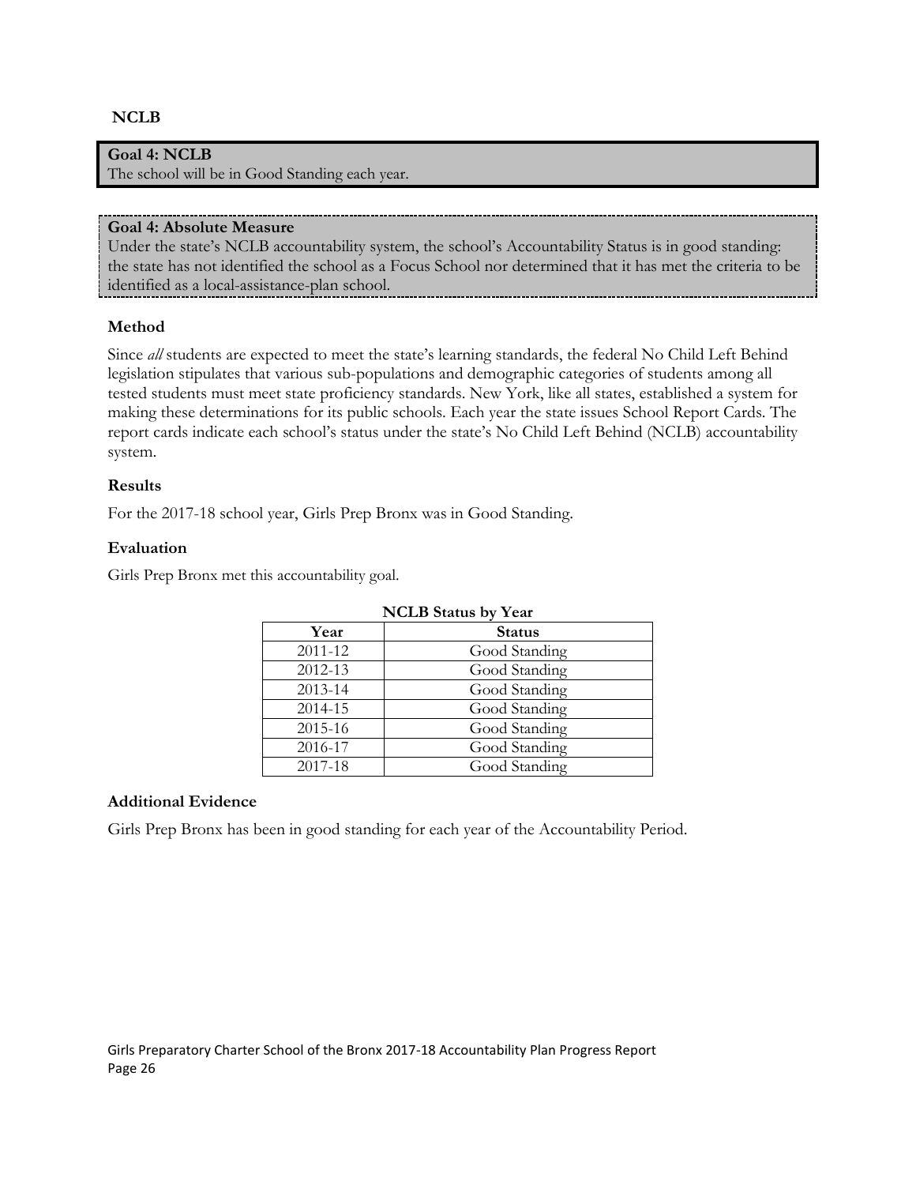## NCLB

**Goal 4: NCLB**
The school will be in Good Standing each year.

**Goal 4: Absolute Measure**
Under the state's NCLB accountability system, the school's Accountability Status is in good standing: the state has not identified the school as a Focus School nor determined that it has met the criteria to be identified as a local-assistance-plan school.

### Method

Since *all* students are expected to meet the state's learning standards, the federal No Child Left Behind legislation stipulates that various sub-populations and demographic categories of students among all tested students must meet state proficiency standards. New York, like all states, established a system for making these determinations for its public schools. Each year the state issues School Report Cards. The report cards indicate each school's status under the state's No Child Left Behind (NCLB) accountability system.

### Results

For the 2017-18 school year, Girls Prep Bronx was in Good Standing.

### Evaluation

Girls Prep Bronx met this accountability goal.

**NCLB Status by Year**

| Year | Status |
|---|---|
| 2011-12 | Good Standing |
| 2012-13 | Good Standing |
| 2013-14 | Good Standing |
| 2014-15 | Good Standing |
| 2015-16 | Good Standing |
| 2016-17 | Good Standing |
| 2017-18 | Good Standing |

### Additional Evidence

Girls Prep Bronx has been in good standing for each year of the Accountability Period.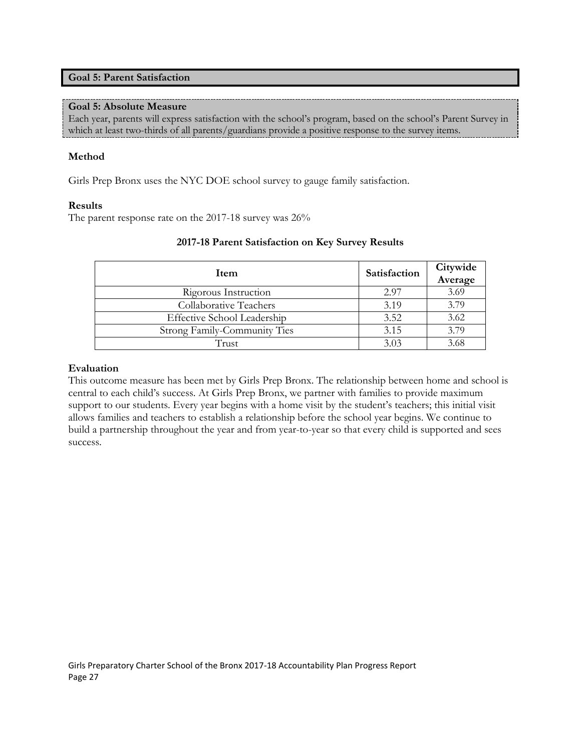## Goal 5: Parent Satisfaction

### Goal 5: Absolute Measure

Each year, parents will express satisfaction with the school's program, based on the school's Parent Survey in which at least two-thirds of all parents/guardians provide a positive response to the survey items.

### Method

Girls Prep Bronx uses the NYC DOE school survey to gauge family satisfaction.

### Results

The parent response rate on the 2017-18 survey was 26%

**2017-18 Parent Satisfaction on Key Survey Results**

| Item | Satisfaction | Citywide Average |
|---|---|---|
| Rigorous Instruction | 2.97 | 3.69 |
| Collaborative Teachers | 3.19 | 3.79 |
| Effective School Leadership | 3.52 | 3.62 |
| Strong Family-Community Ties | 3.15 | 3.79 |
| Trust | 3.03 | 3.68 |

### Evaluation

This outcome measure has been met by Girls Prep Bronx. The relationship between home and school is central to each child's success. At Girls Prep Bronx, we partner with families to provide maximum support to our students. Every year begins with a home visit by the student's teachers; this initial visit allows families and teachers to establish a relationship before the school year begins. We continue to build a partnership throughout the year and from year-to-year so that every child is supported and sees success.